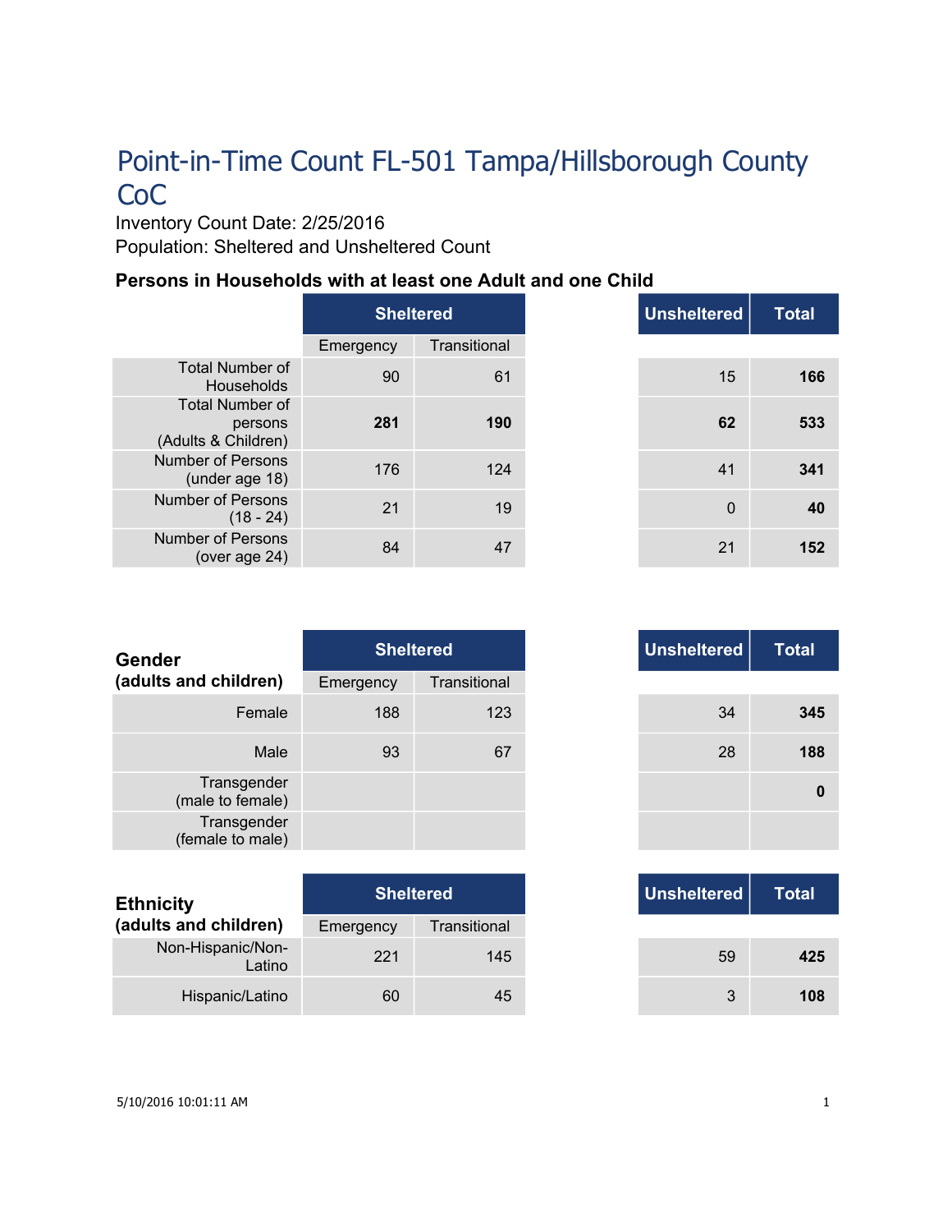# Point-in-Time Count FL-501 Tampa/Hillsborough County CoC

Inventory Count Date: 2/25/2016

Population: Sheltered and Unsheltered Count

### Persons in Households with at least one Adult and one Child

| | Sheltered | | Unsheltered | Total |
|---|---|---|---|---|
| | Emergency | Transitional | | |
| Total Number of Households | 90 | 61 | 15 | **166** |
| Total Number of persons (Adults & Children) | **281** | **190** | **62** | **533** |
| Number of Persons (under age 18) | 176 | 124 | 41 | **341** |
| Number of Persons (18 - 24) | 21 | 19 | 0 | **40** |
| Number of Persons (over age 24) | 84 | 47 | 21 | **152** |

| Gender (adults and children) | Sheltered | | Unsheltered | Total |
|---|---|---|---|---|
| | Emergency | Transitional | | |
| Female | 188 | 123 | 34 | **345** |
| Male | 93 | 67 | 28 | **188** |
| Transgender (male to female) | | | | **0** |
| Transgender (female to male) | | | | |

| Ethnicity (adults and children) | Sheltered | | Unsheltered | Total |
|---|---|---|---|---|
| | Emergency | Transitional | | |
| Non-Hispanic/Non-Latino | 221 | 145 | 59 | **425** |
| Hispanic/Latino | 60 | 45 | 3 | **108** |

5/10/2016 10:01:11 AM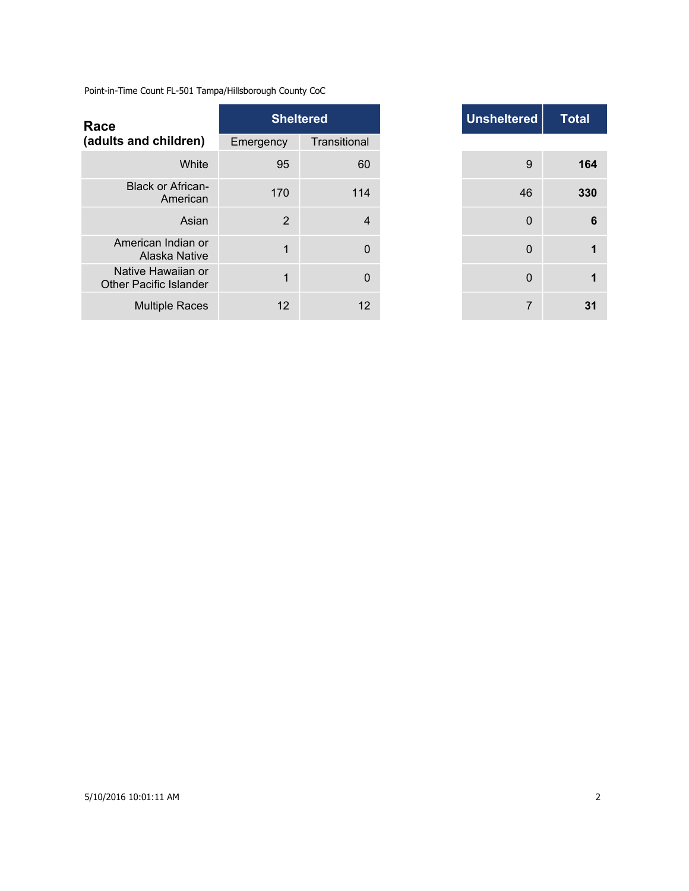Point-in-Time Count FL-501 Tampa/Hillsborough County CoC

| Race (adults and children) | Sheltered | | Unsheltered | Total |
|---|---|---|---|---|
| | Emergency | Transitional | | |
| White | 95 | 60 | 9 | **164** |
| Black or African-American | 170 | 114 | 46 | **330** |
| Asian | 2 | 4 | 0 | **6** |
| American Indian or Alaska Native | 1 | 0 | 0 | **1** |
| Native Hawaiian or Other Pacific Islander | 1 | 0 | 0 | **1** |
| Multiple Races | 12 | 12 | 7 | **31** |

5/10/2016 10:01:11 AM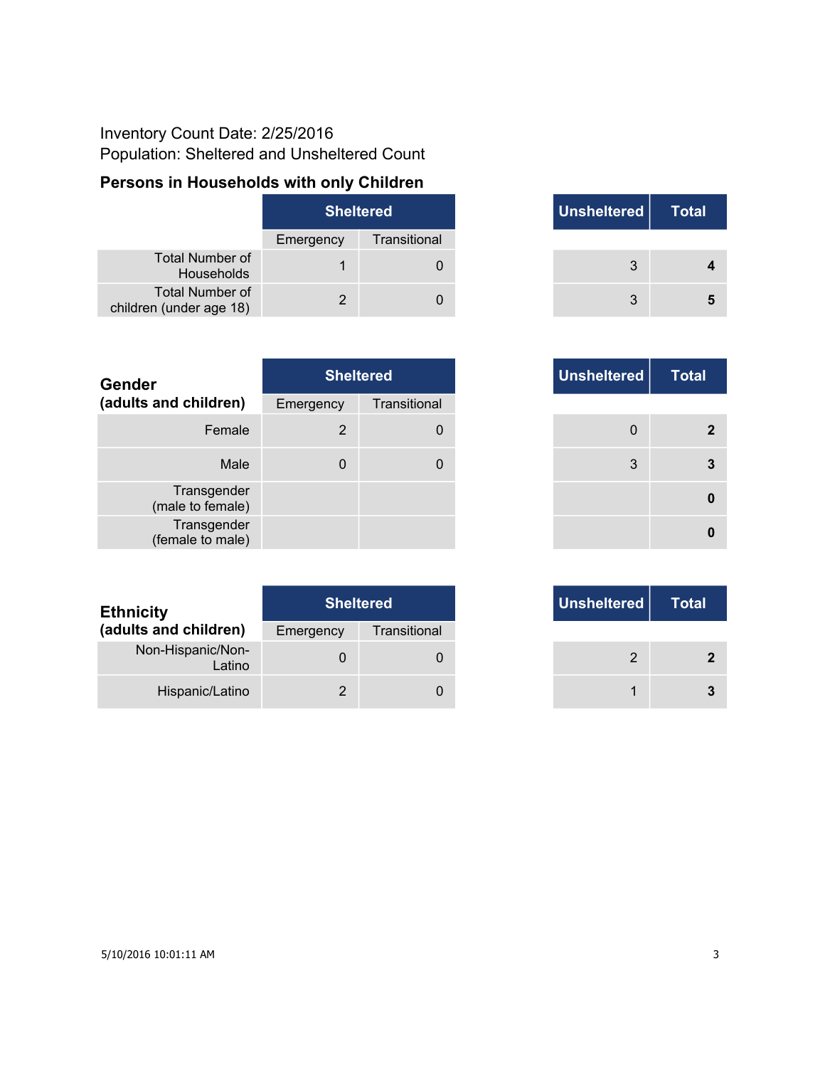Inventory Count Date: 2/25/2016

Population: Sheltered and Unsheltered Count

## Persons in Households with only Children

| | Sheltered | | Unsheltered | Total |
|---|---|---|---|---|
| | Emergency | Transitional | | |
| Total Number of Households | 1 | 0 | 3 | **4** |
| Total Number of children (under age 18) | 2 | 0 | 3 | **5** |

| **Gender (adults and children)** | Sheltered | | Unsheltered | Total |
|---|---|---|---|---|
| | Emergency | Transitional | | |
| Female | 2 | 0 | 0 | **2** |
| Male | 0 | 0 | 3 | **3** |
| Transgender (male to female) | | | | **0** |
| Transgender (female to male) | | | | **0** |

| **Ethnicity (adults and children)** | Sheltered | | Unsheltered | Total |
|---|---|---|---|---|
| | Emergency | Transitional | | |
| Non-Hispanic/Non-Latino | 0 | 0 | 2 | **2** |
| Hispanic/Latino | 2 | 0 | 1 | **3** |

5/10/2016 10:01:11 AM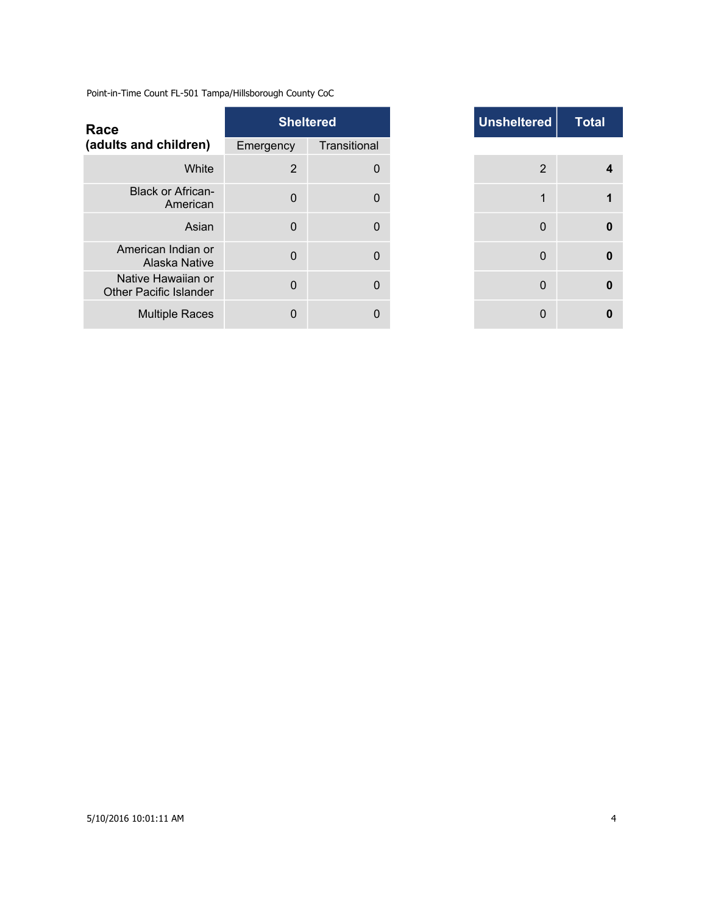Point-in-Time Count FL-501 Tampa/Hillsborough County CoC

| Race (adults and children) | Sheltered | | Unsheltered | Total |
|---|---|---|---|---|
| | Emergency | Transitional | | |
| White | 2 | 0 | 2 | **4** |
| Black or African-American | 0 | 0 | 1 | **1** |
| Asian | 0 | 0 | 0 | **0** |
| American Indian or Alaska Native | 0 | 0 | 0 | **0** |
| Native Hawaiian or Other Pacific Islander | 0 | 0 | 0 | **0** |
| Multiple Races | 0 | 0 | 0 | **0** |

5/10/2016 10:01:11 AM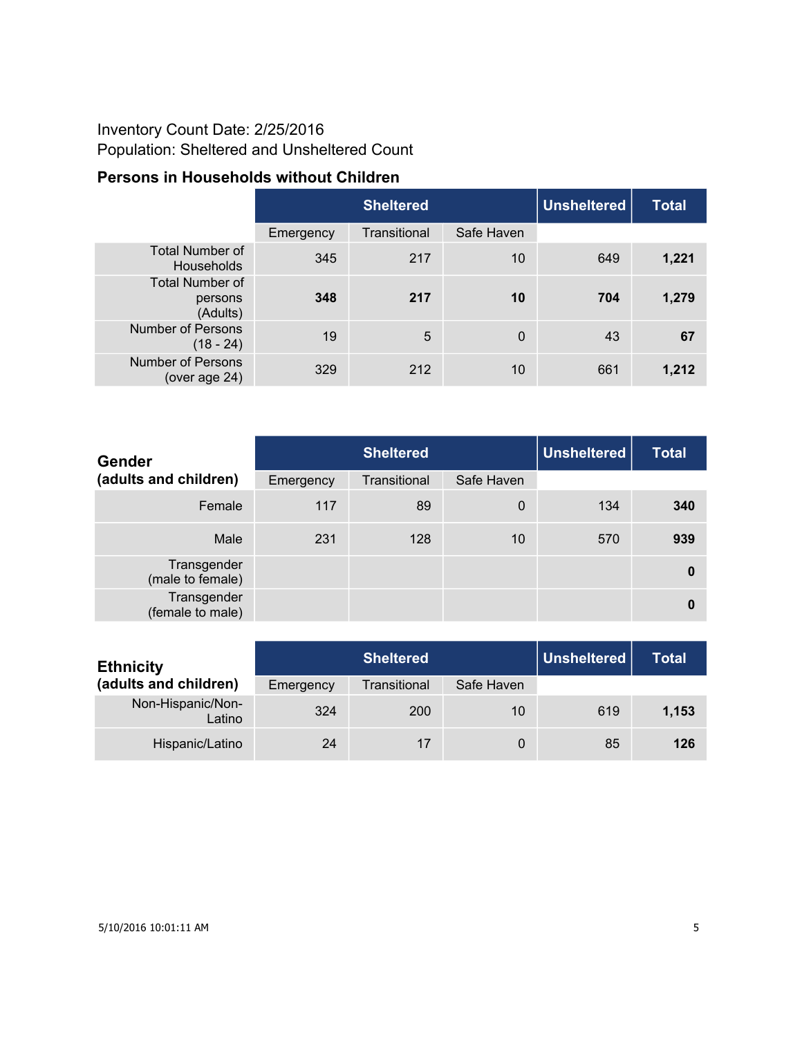Inventory Count Date: 2/25/2016
Population: Sheltered and Unsheltered Count

### Persons in Households without Children

| | Sheltered | | | Unsheltered | Total |
|---|---|---|---|---|---|
| | Emergency | Transitional | Safe Haven | | |
| Total Number of Households | 345 | 217 | 10 | 649 | **1,221** |
| Total Number of persons (Adults) | **348** | **217** | **10** | **704** | **1,279** |
| Number of Persons (18 - 24) | 19 | 5 | 0 | 43 | **67** |
| Number of Persons (over age 24) | 329 | 212 | 10 | 661 | **1,212** |

| **Gender (adults and children)** | Sheltered | | | Unsheltered | Total |
|---|---|---|---|---|---|
| | Emergency | Transitional | Safe Haven | | |
| Female | 117 | 89 | 0 | 134 | **340** |
| Male | 231 | 128 | 10 | 570 | **939** |
| Transgender (male to female) | | | | | **0** |
| Transgender (female to male) | | | | | **0** |

| **Ethnicity (adults and children)** | Sheltered | | | Unsheltered | Total |
|---|---|---|---|---|---|
| | Emergency | Transitional | Safe Haven | | |
| Non-Hispanic/Non-Latino | 324 | 200 | 10 | 619 | **1,153** |
| Hispanic/Latino | 24 | 17 | 0 | 85 | **126** |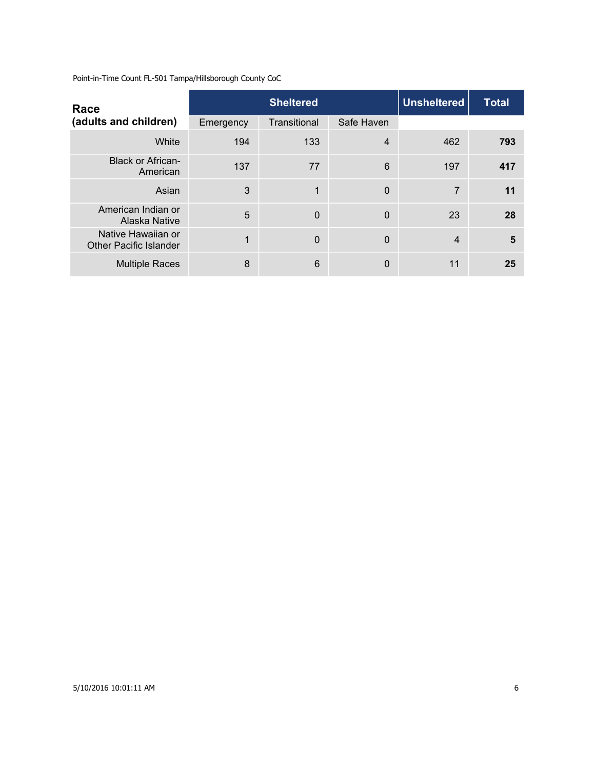Point-in-Time Count FL-501 Tampa/Hillsborough County CoC

| Race (adults and children) | Sheltered | | | Unsheltered | Total |
|---|---|---|---|---|---|
| | Emergency | Transitional | Safe Haven | | |
| White | 194 | 133 | 4 | 462 | **793** |
| Black or African-American | 137 | 77 | 6 | 197 | **417** |
| Asian | 3 | 1 | 0 | 7 | **11** |
| American Indian or Alaska Native | 5 | 0 | 0 | 23 | **28** |
| Native Hawaiian or Other Pacific Islander | 1 | 0 | 0 | 4 | **5** |
| Multiple Races | 8 | 6 | 0 | 11 | **25** |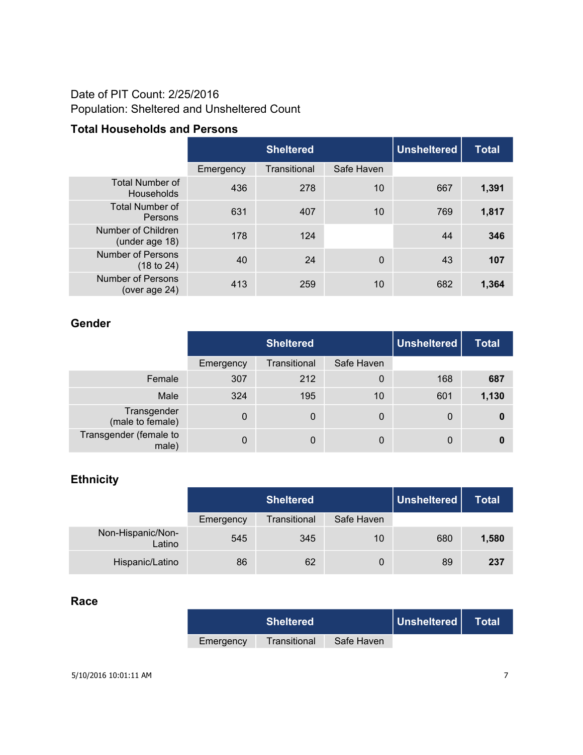Date of PIT Count: 2/25/2016
Population: Sheltered and Unsheltered Count

### Total Households and Persons

| | Sheltered | | | Unsheltered | Total |
|---|---|---|---|---|---|
| | Emergency | Transitional | Safe Haven | | |
| Total Number of Households | 436 | 278 | 10 | 667 | **1,391** |
| Total Number of Persons | 631 | 407 | 10 | 769 | **1,817** |
| Number of Children (under age 18) | 178 | 124 | | 44 | **346** |
| Number of Persons (18 to 24) | 40 | 24 | 0 | 43 | **107** |
| Number of Persons (over age 24) | 413 | 259 | 10 | 682 | **1,364** |

### Gender

| | Sheltered | | | Unsheltered | Total |
|---|---|---|---|---|---|
| | Emergency | Transitional | Safe Haven | | |
| Female | 307 | 212 | 0 | 168 | **687** |
| Male | 324 | 195 | 10 | 601 | **1,130** |
| Transgender (male to female) | 0 | 0 | 0 | 0 | **0** |
| Transgender (female to male) | 0 | 0 | 0 | 0 | **0** |

### Ethnicity

| | Sheltered | | | Unsheltered | Total |
|---|---|---|---|---|---|
| | Emergency | Transitional | Safe Haven | | |
| Non-Hispanic/Non-Latino | 545 | 345 | 10 | 680 | **1,580** |
| Hispanic/Latino | 86 | 62 | 0 | 89 | **237** |

### Race

| | Sheltered | | | Unsheltered | Total |
|---|---|---|---|---|---|
| | Emergency | Transitional | Safe Haven | | |

5/10/2016 10:01:11 AM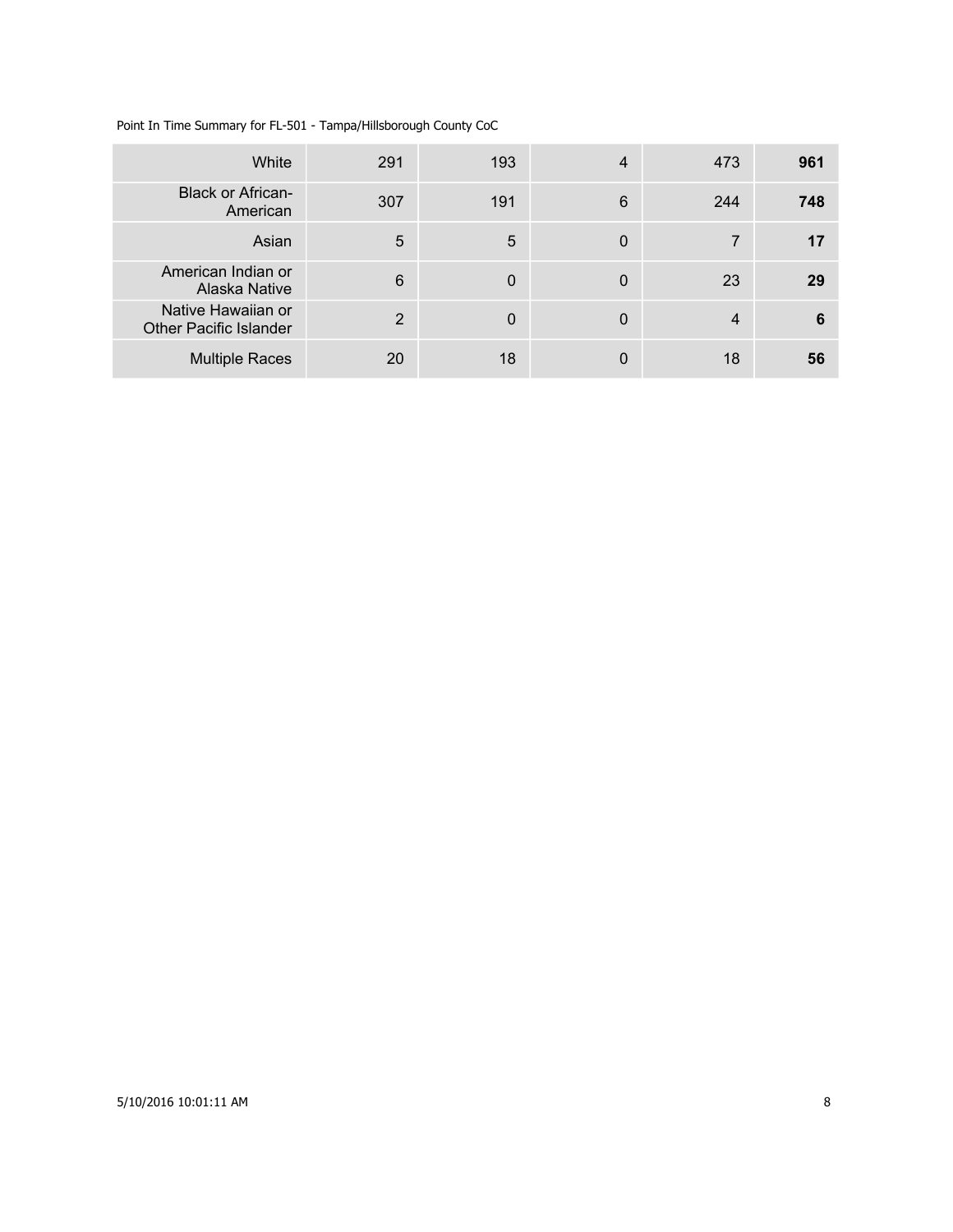Point In Time Summary for FL-501 - Tampa/Hillsborough County CoC

| | | | | | |
|---|---|---|---|---|---|
| White | 291 | 193 | 4 | 473 | **961** |
| Black or African-American | 307 | 191 | 6 | 244 | **748** |
| Asian | 5 | 5 | 0 | 7 | **17** |
| American Indian or Alaska Native | 6 | 0 | 0 | 23 | **29** |
| Native Hawaiian or Other Pacific Islander | 2 | 0 | 0 | 4 | **6** |
| Multiple Races | 20 | 18 | 0 | 18 | **56** |

5/10/2016 10:01:11 AM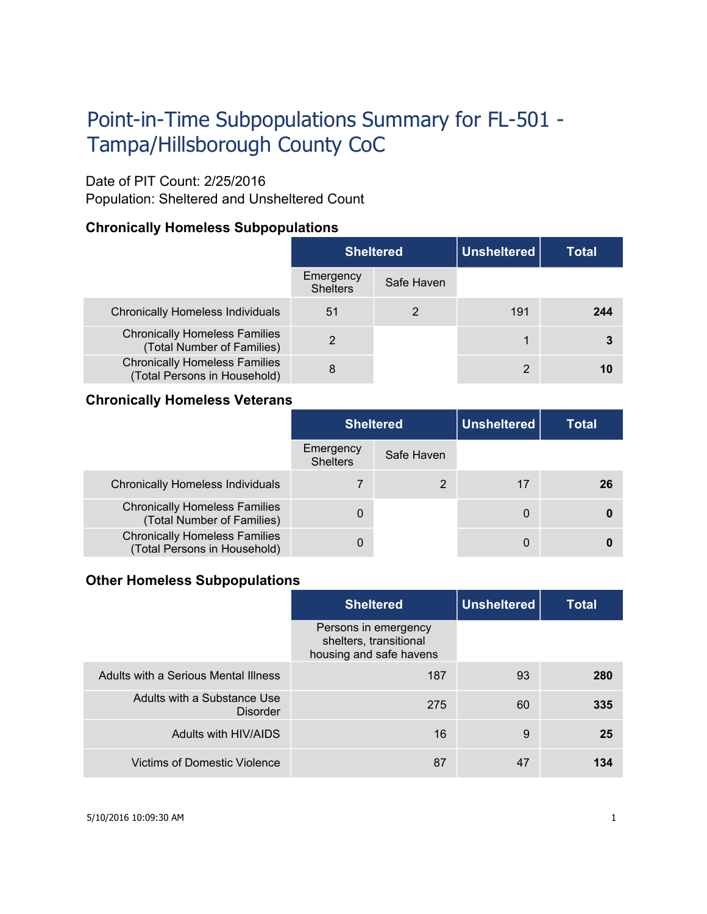# Point-in-Time Subpopulations Summary for FL-501 - Tampa/Hillsborough County CoC

Date of PIT Count: 2/25/2016
Population: Sheltered and Unsheltered Count

### Chronically Homeless Subpopulations

| | Sheltered | | Unsheltered | Total |
|---|---|---|---|---|
| | Emergency Shelters | Safe Haven | | |
| Chronically Homeless Individuals | 51 | 2 | 191 | **244** |
| Chronically Homeless Families (Total Number of Families) | 2 | | 1 | **3** |
| Chronically Homeless Families (Total Persons in Household) | 8 | | 2 | **10** |

### Chronically Homeless Veterans

| | Sheltered | | Unsheltered | Total |
|---|---|---|---|---|
| | Emergency Shelters | Safe Haven | | |
| Chronically Homeless Individuals | 7 | 2 | 17 | **26** |
| Chronically Homeless Families (Total Number of Families) | 0 | | 0 | **0** |
| Chronically Homeless Families (Total Persons in Household) | 0 | | 0 | **0** |

### Other Homeless Subpopulations

| | Sheltered | Unsheltered | Total |
|---|---|---|---|
| | Persons in emergency shelters, transitional housing and safe havens | | |
| Adults with a Serious Mental Illness | 187 | 93 | **280** |
| Adults with a Substance Use Disorder | 275 | 60 | **335** |
| Adults with HIV/AIDS | 16 | 9 | **25** |
| Victims of Domestic Violence | 87 | 47 | **134** |

5/10/2016 10:09:30 AM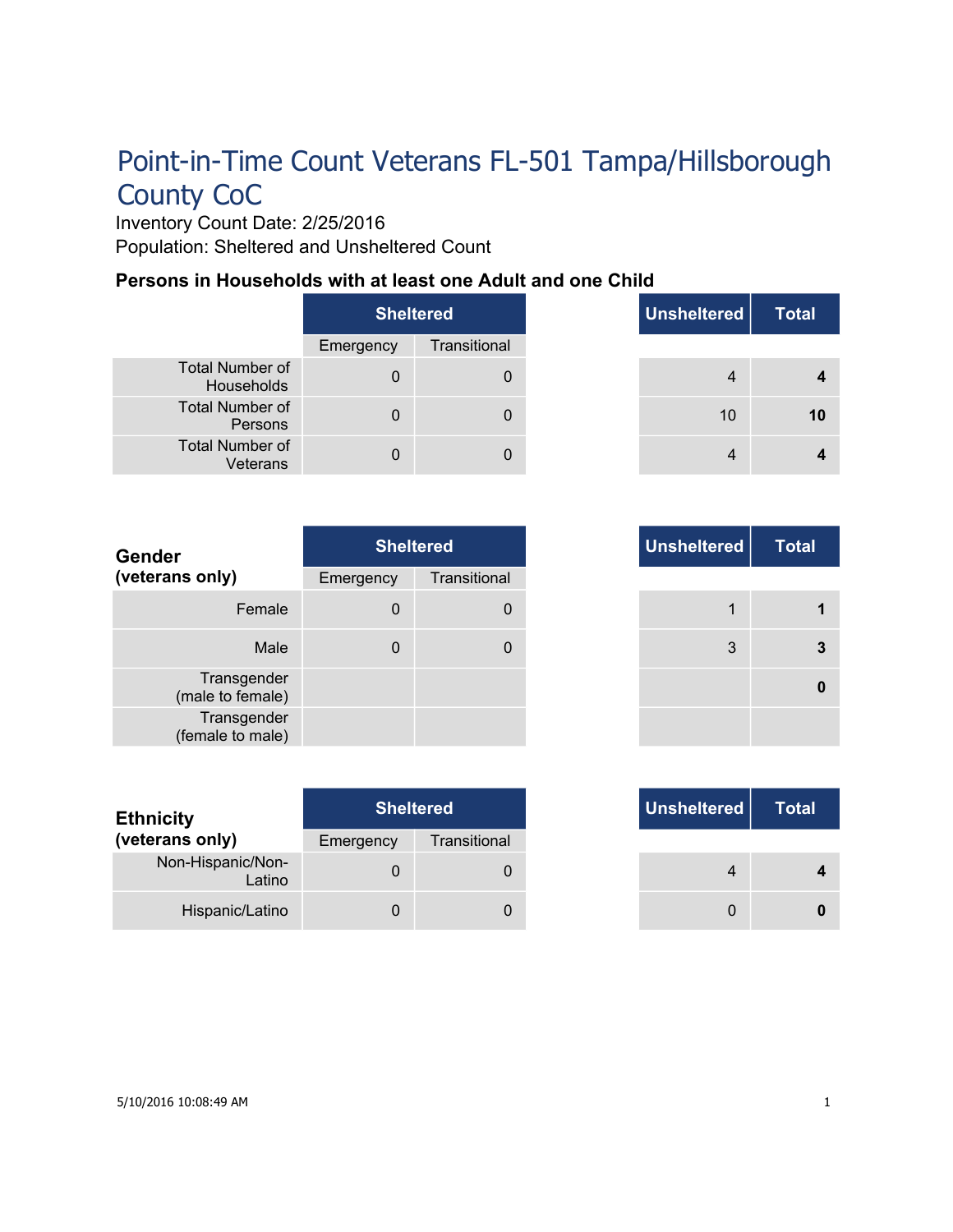# Point-in-Time Count Veterans FL-501 Tampa/Hillsborough County CoC

Inventory Count Date: 2/25/2016

Population: Sheltered and Unsheltered Count

### Persons in Households with at least one Adult and one Child

| | Sheltered | | Unsheltered | Total |
|---|---|---|---|---|
| | Emergency | Transitional | | |
| Total Number of Households | 0 | 0 | 4 | **4** |
| Total Number of Persons | 0 | 0 | 10 | **10** |
| Total Number of Veterans | 0 | 0 | 4 | **4** |

| **Gender (veterans only)** | Sheltered | | Unsheltered | Total |
|---|---|---|---|---|
| | Emergency | Transitional | | |
| Female | 0 | 0 | 1 | **1** |
| Male | 0 | 0 | 3 | **3** |
| Transgender (male to female) | | | | **0** |
| Transgender (female to male) | | | | |

| **Ethnicity (veterans only)** | Sheltered | | Unsheltered | Total |
|---|---|---|---|---|
| | Emergency | Transitional | | |
| Non-Hispanic/Non-Latino | 0 | 0 | 4 | **4** |
| Hispanic/Latino | 0 | 0 | 0 | **0** |

5/10/2016 10:08:49 AM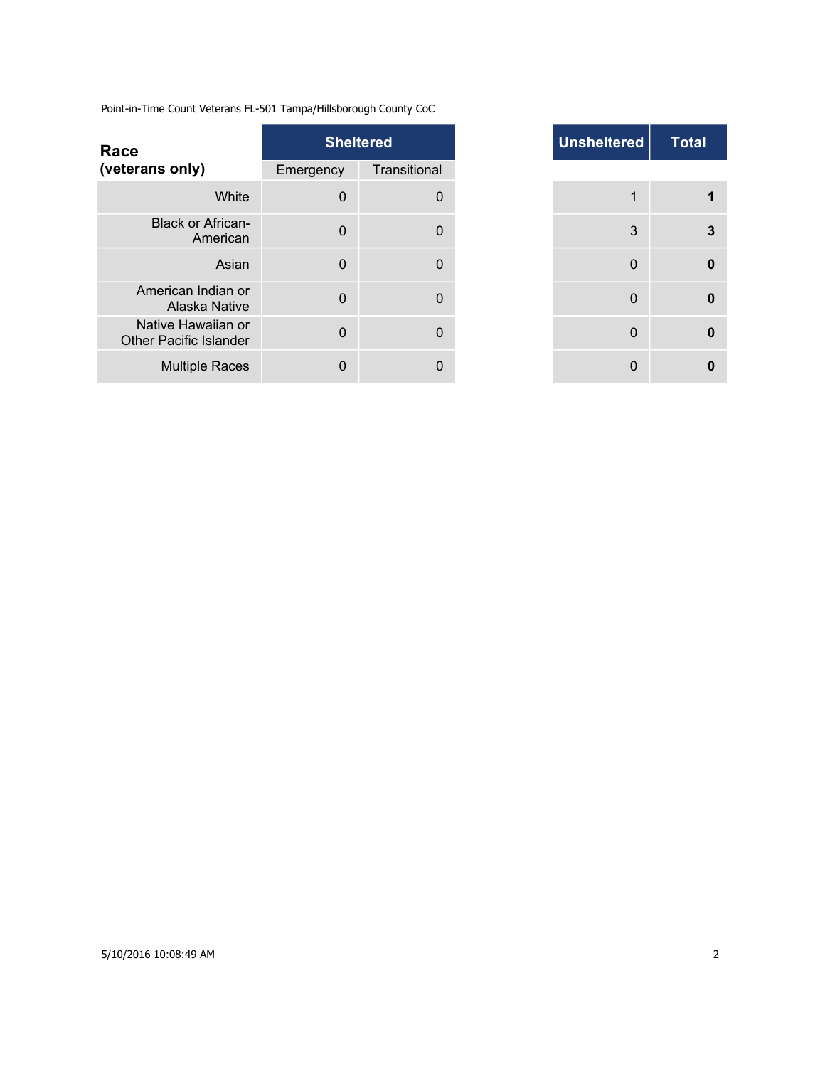Point-in-Time Count Veterans FL-501 Tampa/Hillsborough County CoC

| Race (veterans only) | Sheltered | | Unsheltered | Total |
|---|---|---|---|---|
| | Emergency | Transitional | | |
| White | 0 | 0 | 1 | **1** |
| Black or African-American | 0 | 0 | 3 | **3** |
| Asian | 0 | 0 | 0 | **0** |
| American Indian or Alaska Native | 0 | 0 | 0 | **0** |
| Native Hawaiian or Other Pacific Islander | 0 | 0 | 0 | **0** |
| Multiple Races | 0 | 0 | 0 | **0** |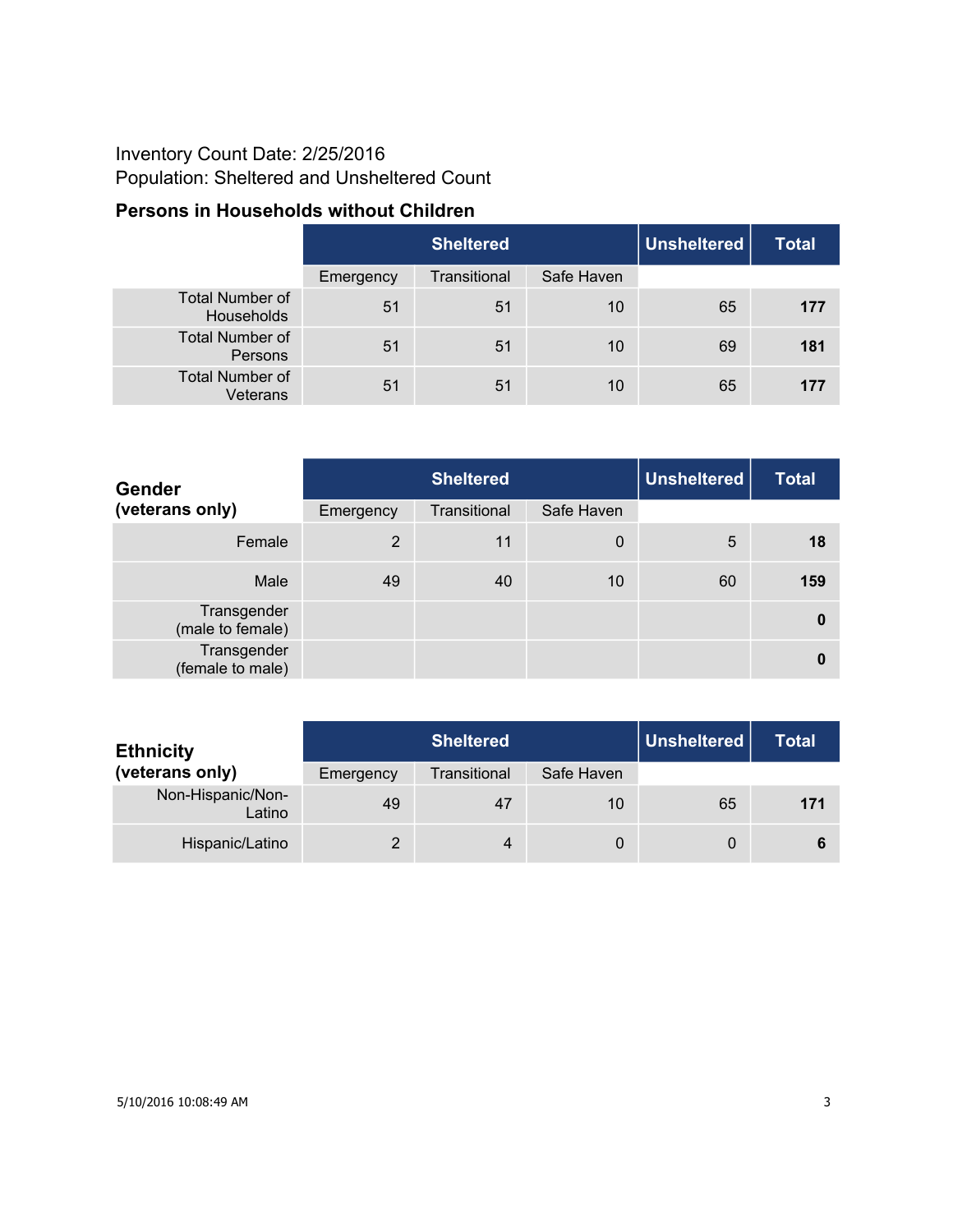Inventory Count Date: 2/25/2016
Population: Sheltered and Unsheltered Count

### Persons in Households without Children

| | Sheltered | | | Unsheltered | Total |
|---|---|---|---|---|---|
| | Emergency | Transitional | Safe Haven | | |
| Total Number of Households | 51 | 51 | 10 | 65 | **177** |
| Total Number of Persons | 51 | 51 | 10 | 69 | **181** |
| Total Number of Veterans | 51 | 51 | 10 | 65 | **177** |

| **Gender (veterans only)** | Sheltered | | | Unsheltered | Total |
|---|---|---|---|---|---|
| | Emergency | Transitional | Safe Haven | | |
| Female | 2 | 11 | 0 | 5 | **18** |
| Male | 49 | 40 | 10 | 60 | **159** |
| Transgender (male to female) | | | | | **0** |
| Transgender (female to male) | | | | | **0** |

| **Ethnicity (veterans only)** | Sheltered | | | Unsheltered | Total |
|---|---|---|---|---|---|
| | Emergency | Transitional | Safe Haven | | |
| Non-Hispanic/Non-Latino | 49 | 47 | 10 | 65 | **171** |
| Hispanic/Latino | 2 | 4 | 0 | 0 | **6** |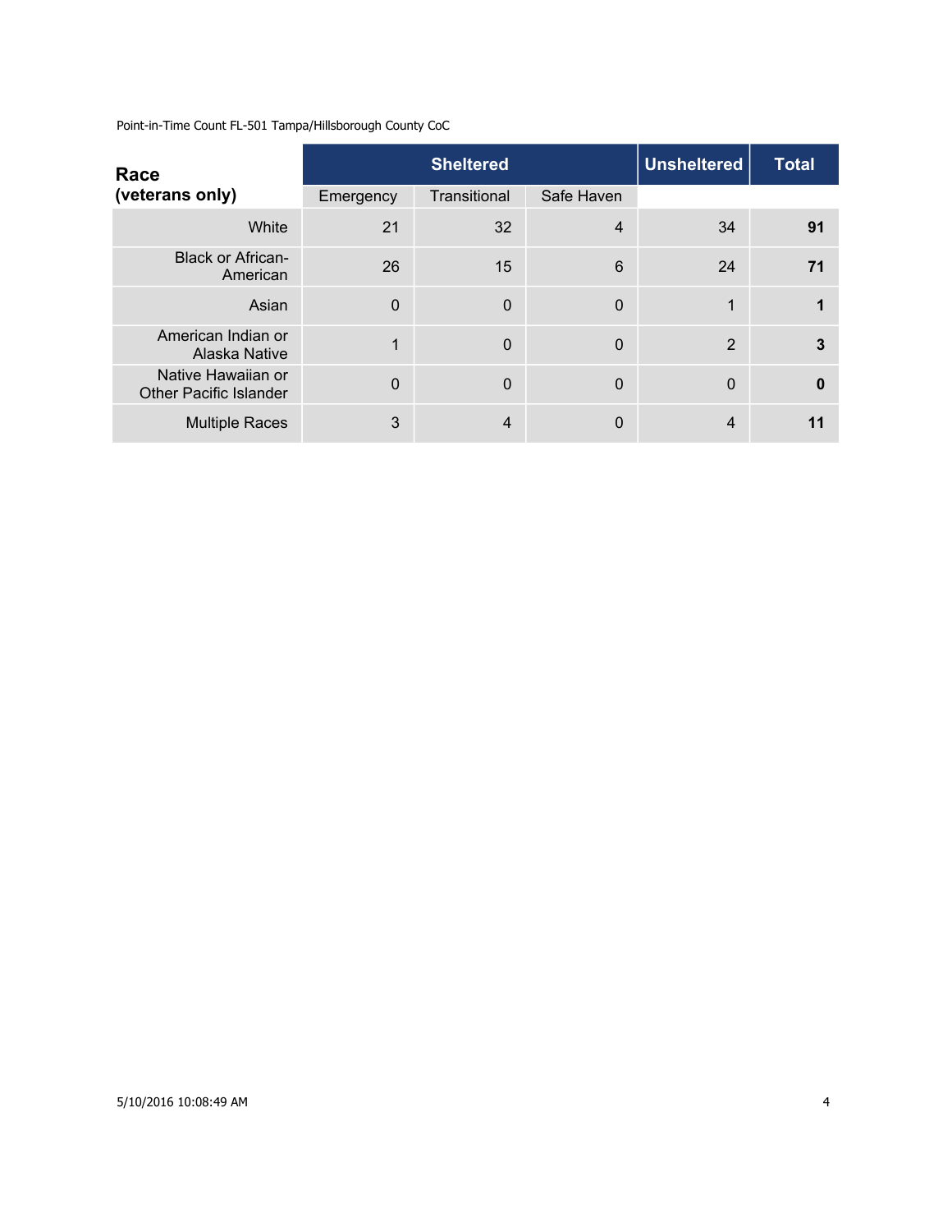Point-in-Time Count FL-501 Tampa/Hillsborough County CoC

| **Race (veterans only)** | **Sheltered** | | | **Unsheltered** | **Total** |
|---|---|---|---|---|---|
| | Emergency | Transitional | Safe Haven | | |
| White | 21 | 32 | 4 | 34 | **91** |
| Black or African-American | 26 | 15 | 6 | 24 | **71** |
| Asian | 0 | 0 | 0 | 1 | **1** |
| American Indian or Alaska Native | 1 | 0 | 0 | 2 | **3** |
| Native Hawaiian or Other Pacific Islander | 0 | 0 | 0 | 0 | **0** |
| Multiple Races | 3 | 4 | 0 | 4 | **11** |

5/10/2016 10:08:49 AM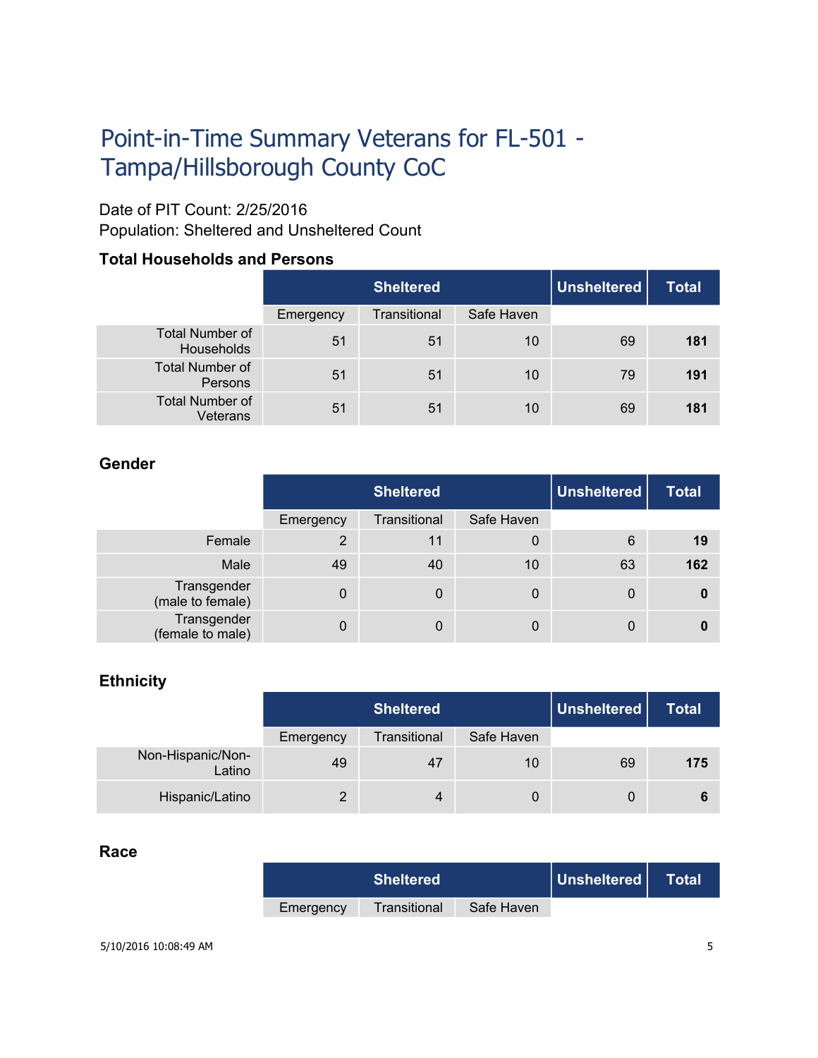# Point-in-Time Summary Veterans for FL-501 - Tampa/Hillsborough County CoC

Date of PIT Count: 2/25/2016
Population: Sheltered and Unsheltered Count

### Total Households and Persons

| | Sheltered | | | Unsheltered | Total |
|---|---|---|---|---|---|
| | Emergency | Transitional | Safe Haven | | |
| Total Number of Households | 51 | 51 | 10 | 69 | **181** |
| Total Number of Persons | 51 | 51 | 10 | 79 | **191** |
| Total Number of Veterans | 51 | 51 | 10 | 69 | **181** |

### Gender

| | Sheltered | | | Unsheltered | Total |
|---|---|---|---|---|---|
| | Emergency | Transitional | Safe Haven | | |
| Female | 2 | 11 | 0 | 6 | **19** |
| Male | 49 | 40 | 10 | 63 | **162** |
| Transgender (male to female) | 0 | 0 | 0 | 0 | **0** |
| Transgender (female to male) | 0 | 0 | 0 | 0 | **0** |

### Ethnicity

| | Sheltered | | | Unsheltered | Total |
|---|---|---|---|---|---|
| | Emergency | Transitional | Safe Haven | | |
| Non-Hispanic/Non-Latino | 49 | 47 | 10 | 69 | **175** |
| Hispanic/Latino | 2 | 4 | 0 | 0 | **6** |

### Race

| | Sheltered | | | Unsheltered | Total |
|---|---|---|---|---|---|
| | Emergency | Transitional | Safe Haven | | |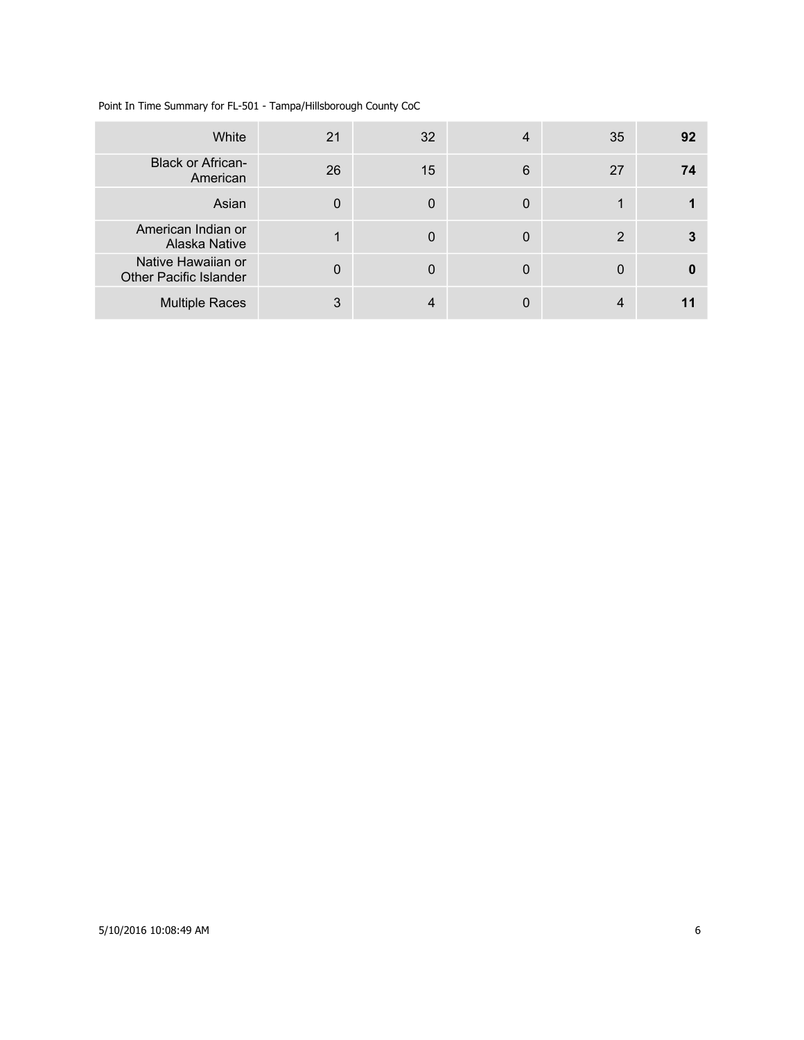Point In Time Summary for FL-501 - Tampa/Hillsborough County CoC

| | | | | | |
|---|---|---|---|---|---|
| White | 21 | 32 | 4 | 35 | **92** |
| Black or African-American | 26 | 15 | 6 | 27 | **74** |
| Asian | 0 | 0 | 0 | 1 | **1** |
| American Indian or Alaska Native | 1 | 0 | 0 | 2 | **3** |
| Native Hawaiian or Other Pacific Islander | 0 | 0 | 0 | 0 | **0** |
| Multiple Races | 3 | 4 | 0 | 4 | **11** |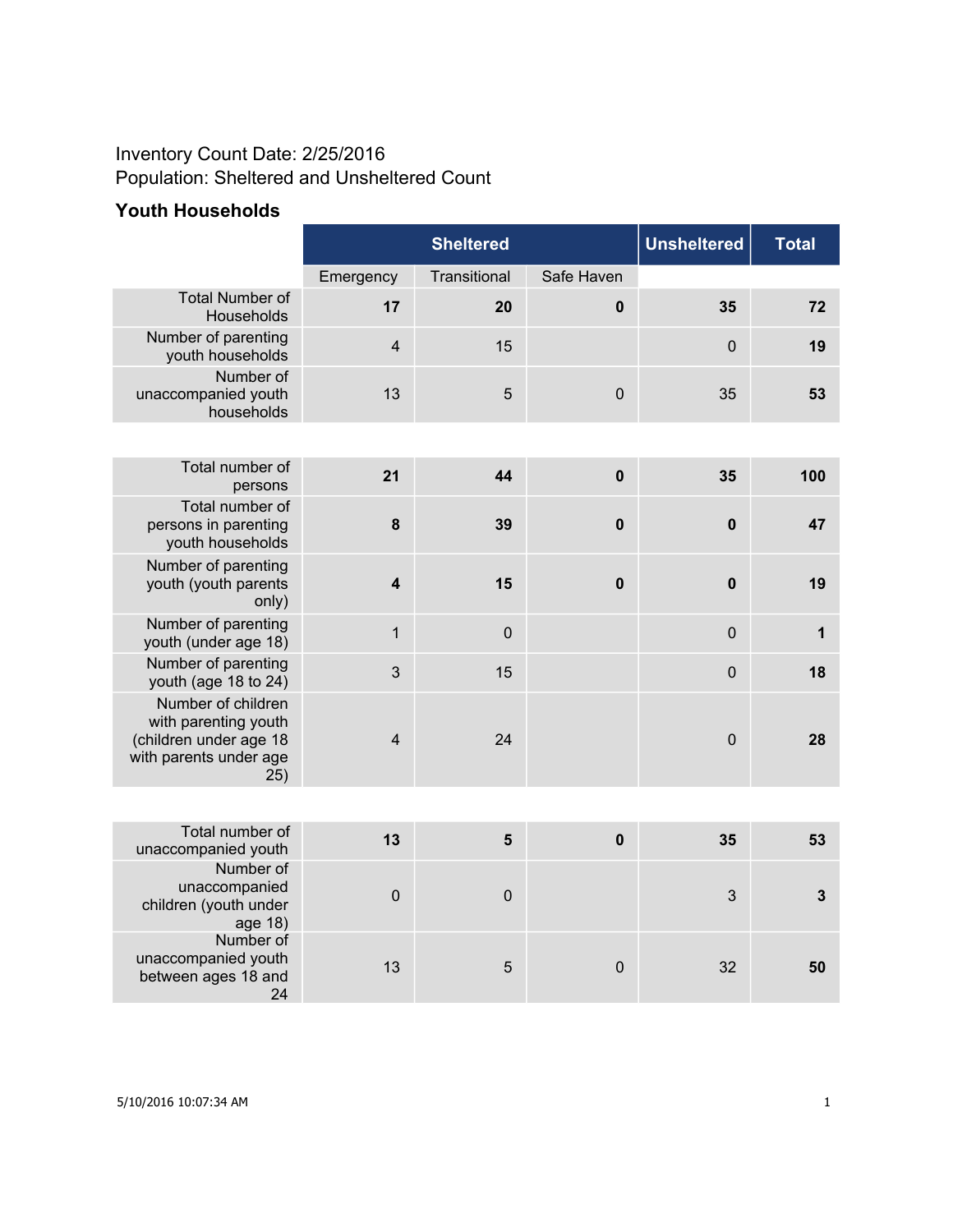Inventory Count Date: 2/25/2016
Population: Sheltered and Unsheltered Count

### Youth Households

| | Sheltered | | | Unsheltered | Total |
|---|---|---|---|---|---|
| | Emergency | Transitional | Safe Haven | | |
| Total Number of Households | **17** | **20** | **0** | **35** | **72** |
| Number of parenting youth households | 4 | 15 | | 0 | **19** |
| Number of unaccompanied youth households | 13 | 5 | 0 | 35 | **53** |

| | Emergency | Transitional | Safe Haven | Unsheltered | Total |
|---|---|---|---|---|---|
| Total number of persons | **21** | **44** | **0** | **35** | **100** |
| Total number of persons in parenting youth households | **8** | **39** | **0** | **0** | **47** |
| Number of parenting youth (youth parents only) | **4** | **15** | **0** | **0** | **19** |
| Number of parenting youth (under age 18) | 1 | 0 | | 0 | **1** |
| Number of parenting youth (age 18 to 24) | 3 | 15 | | 0 | **18** |
| Number of children with parenting youth (children under age 18 with parents under age 25) | 4 | 24 | | 0 | **28** |

| | Emergency | Transitional | Safe Haven | Unsheltered | Total |
|---|---|---|---|---|---|
| Total number of unaccompanied youth | **13** | **5** | **0** | **35** | **53** |
| Number of unaccompanied children (youth under age 18) | 0 | 0 | | 3 | **3** |
| Number of unaccompanied youth between ages 18 and 24 | 13 | 5 | 0 | 32 | **50** |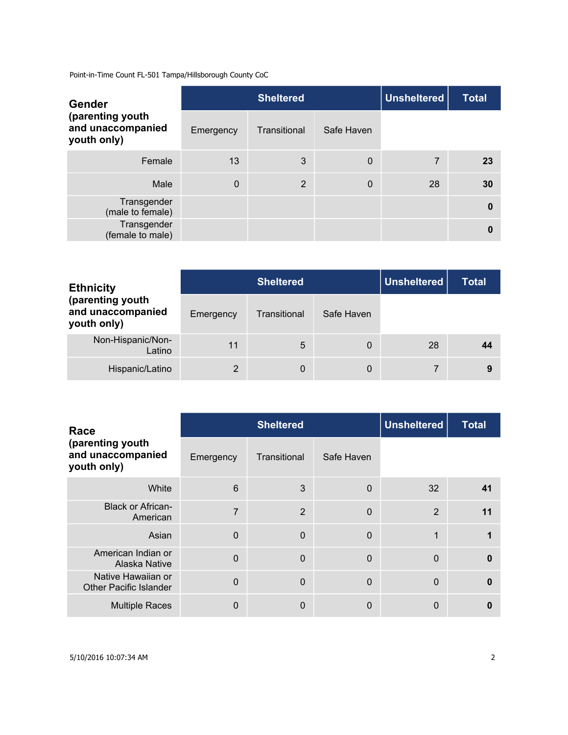Point-in-Time Count FL-501 Tampa/Hillsborough County CoC

| Gender (parenting youth and unaccompanied youth only) | Sheltered | | | Unsheltered | Total |
|---|---|---|---|---|---|
| | Emergency | Transitional | Safe Haven | | |
| Female | 13 | 3 | 0 | 7 | **23** |
| Male | 0 | 2 | 0 | 28 | **30** |
| Transgender (male to female) | | | | | **0** |
| Transgender (female to male) | | | | | **0** |

| Ethnicity (parenting youth and unaccompanied youth only) | Sheltered | | | Unsheltered | Total |
|---|---|---|---|---|---|
| | Emergency | Transitional | Safe Haven | | |
| Non-Hispanic/Non-Latino | 11 | 5 | 0 | 28 | **44** |
| Hispanic/Latino | 2 | 0 | 0 | 7 | **9** |

| Race (parenting youth and unaccompanied youth only) | Sheltered | | | Unsheltered | Total |
|---|---|---|---|---|---|
| | Emergency | Transitional | Safe Haven | | |
| White | 6 | 3 | 0 | 32 | **41** |
| Black or African-American | 7 | 2 | 0 | 2 | **11** |
| Asian | 0 | 0 | 0 | 1 | **1** |
| American Indian or Alaska Native | 0 | 0 | 0 | 0 | **0** |
| Native Hawaiian or Other Pacific Islander | 0 | 0 | 0 | 0 | **0** |
| Multiple Races | 0 | 0 | 0 | 0 | **0** |

5/10/2016 10:07:34 AM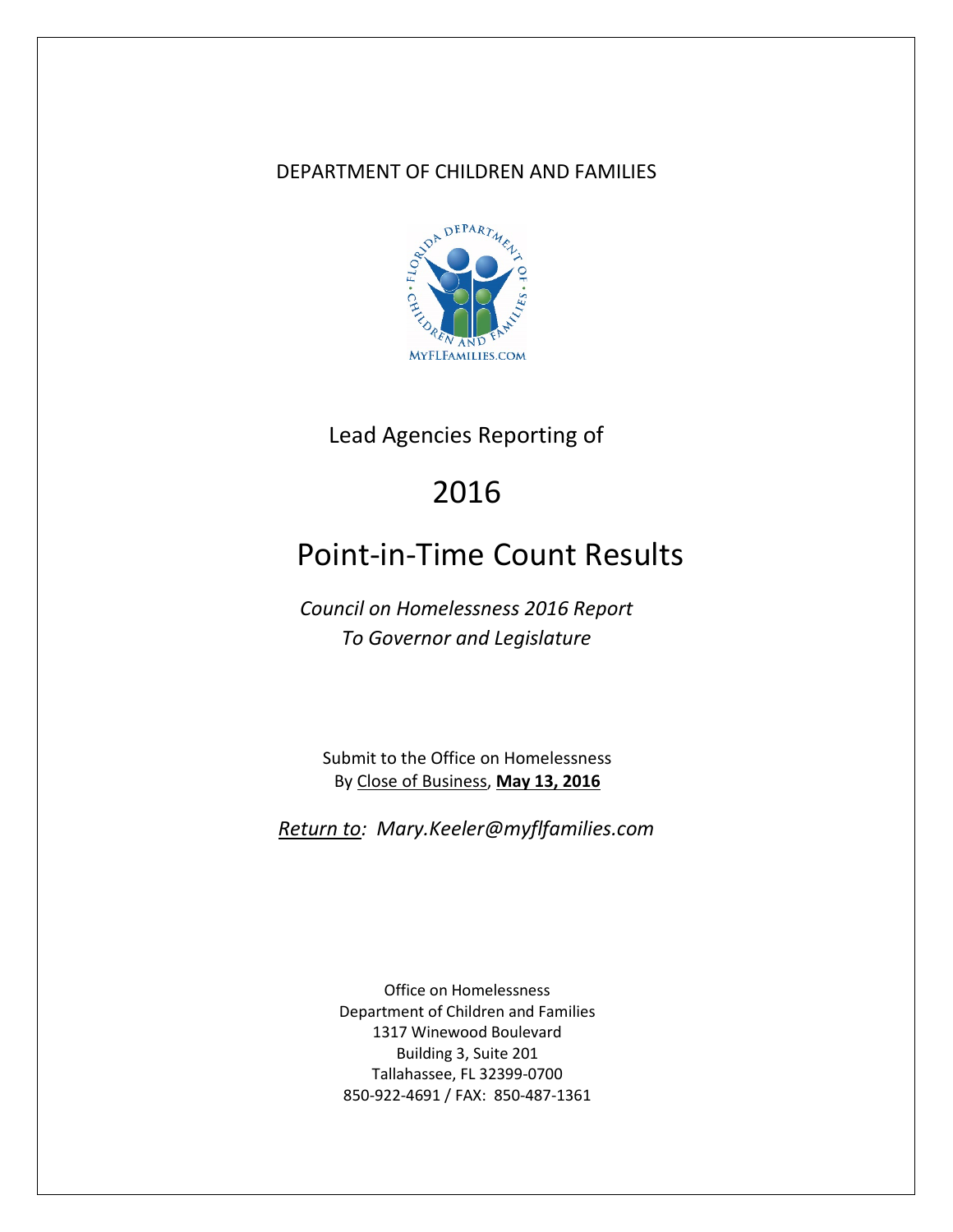DEPARTMENT OF CHILDREN AND FAMILIES

Lead Agencies Reporting of

# 2016

# Point-in-Time Count Results

*Council on Homelessness 2016 Report*
*To Governor and Legislature*

Submit to the Office on Homelessness
By Close of Business, **May 13, 2016**

*Return to: Mary.Keeler@myflfamilies.com*

Office on Homelessness
Department of Children and Families
1317 Winewood Boulevard
Building 3, Suite 201
Tallahassee, FL 32399-0700
850-922-4691 / FAX: 850-487-1361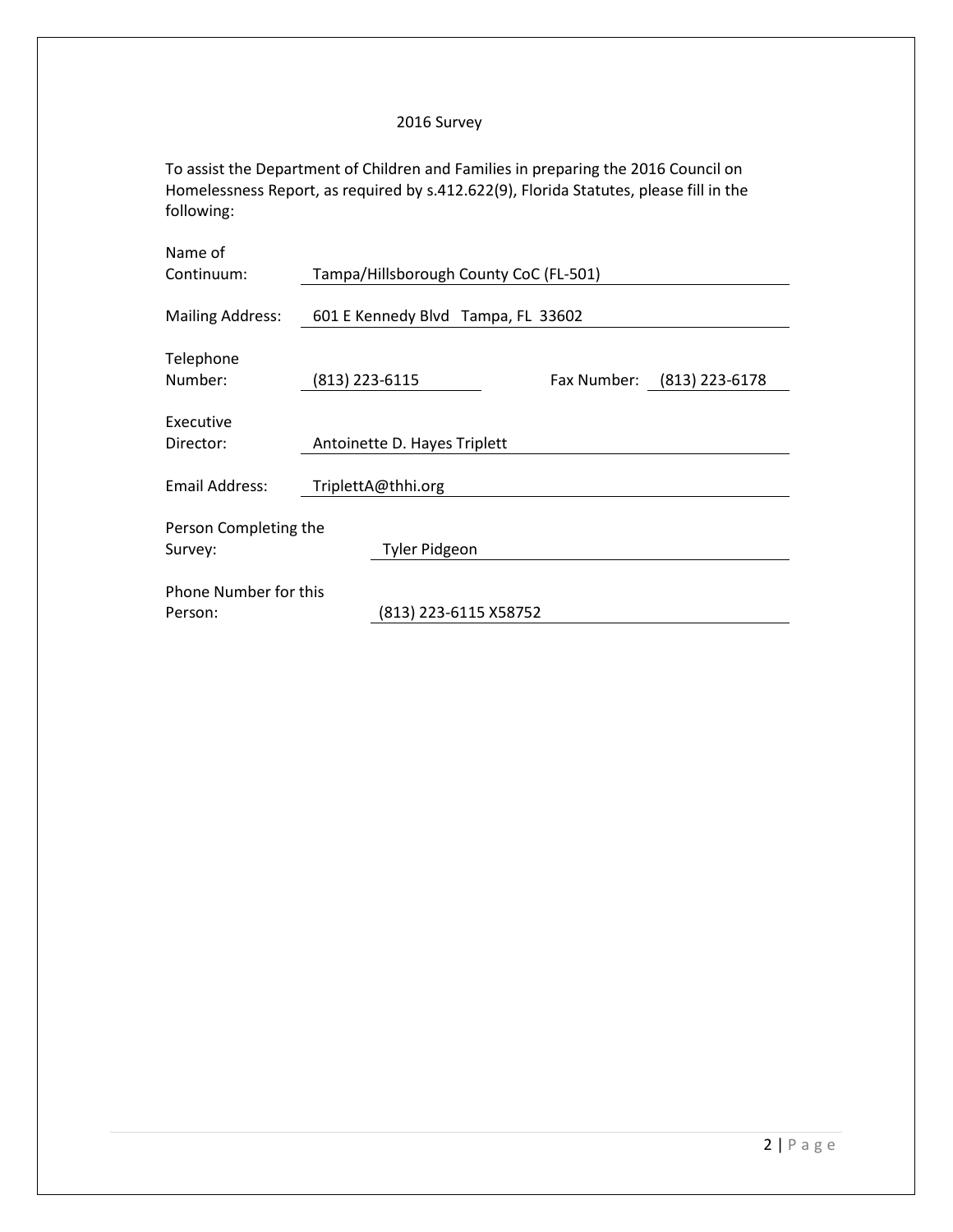## 2016 Survey

To assist the Department of Children and Families in preparing the 2016 Council on Homelessness Report, as required by s.412.622(9), Florida Statutes, please fill in the following:

Name of Continuum: Tampa/Hillsborough County CoC (FL-501)

Mailing Address: 601 E Kennedy Blvd Tampa, FL 33602

Telephone Number: (813) 223-6115 Fax Number: (813) 223-6178

Executive Director: Antoinette D. Hayes Triplett

Email Address: TriplettA@thhi.org

Person Completing the Survey: Tyler Pidgeon

Phone Number for this Person: (813) 223-6115 X58752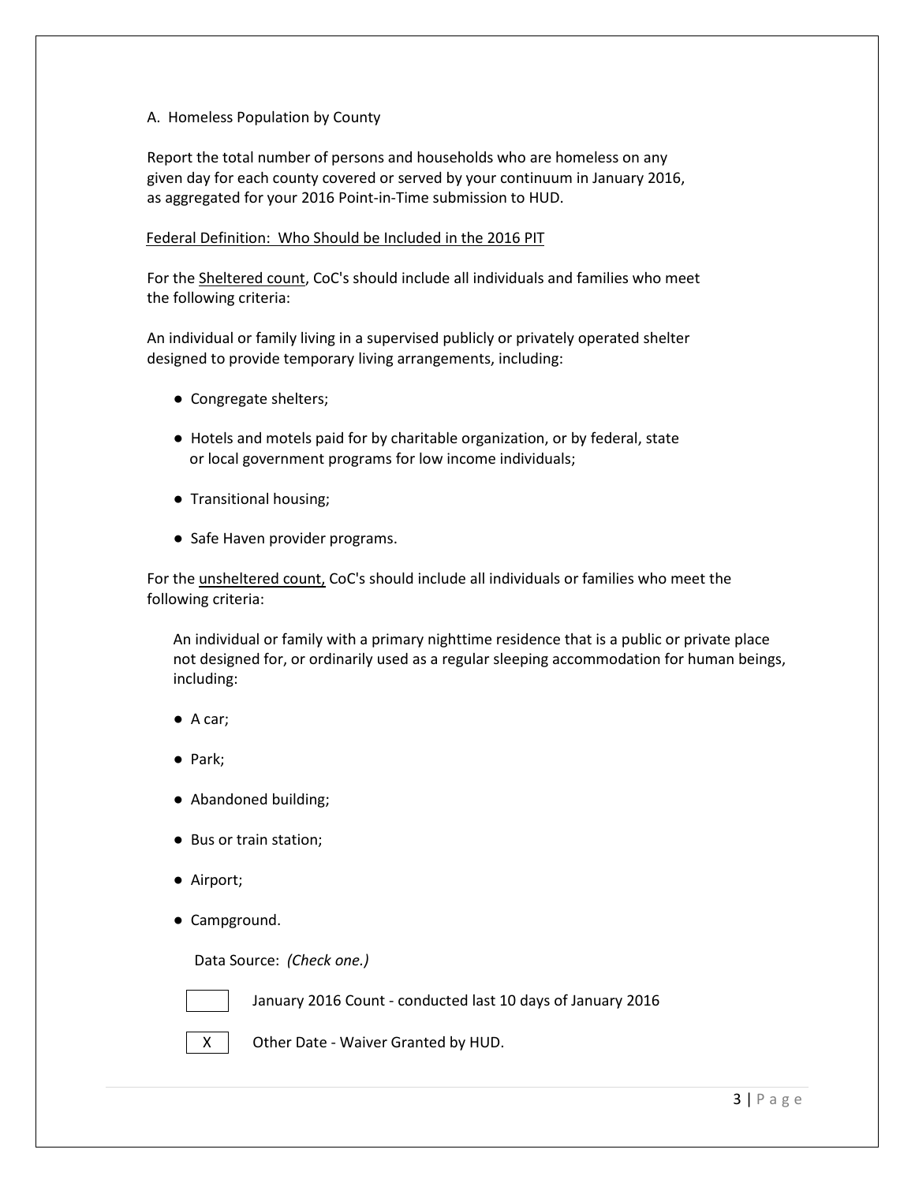A. Homeless Population by County

Report the total number of persons and households who are homeless on any given day for each county covered or served by your continuum in January 2016, as aggregated for your 2016 Point-in-Time submission to HUD.

Federal Definition: Who Should be Included in the 2016 PIT

For the Sheltered count, CoC's should include all individuals and families who meet the following criteria:

An individual or family living in a supervised publicly or privately operated shelter designed to provide temporary living arrangements, including:

- Congregate shelters;
- Hotels and motels paid for by charitable organization, or by federal, state or local government programs for low income individuals;
- Transitional housing;
- Safe Haven provider programs.

For the unsheltered count, CoC's should include all individuals or families who meet the following criteria:

An individual or family with a primary nighttime residence that is a public or private place not designed for, or ordinarily used as a regular sleeping accommodation for human beings, including:

- A car;
- Park;
- Abandoned building;
- Bus or train station;
- Airport;
- Campground.

Data Source: *(Check one.)*

[ ] January 2016 Count - conducted last 10 days of January 2016

[X] Other Date - Waiver Granted by HUD.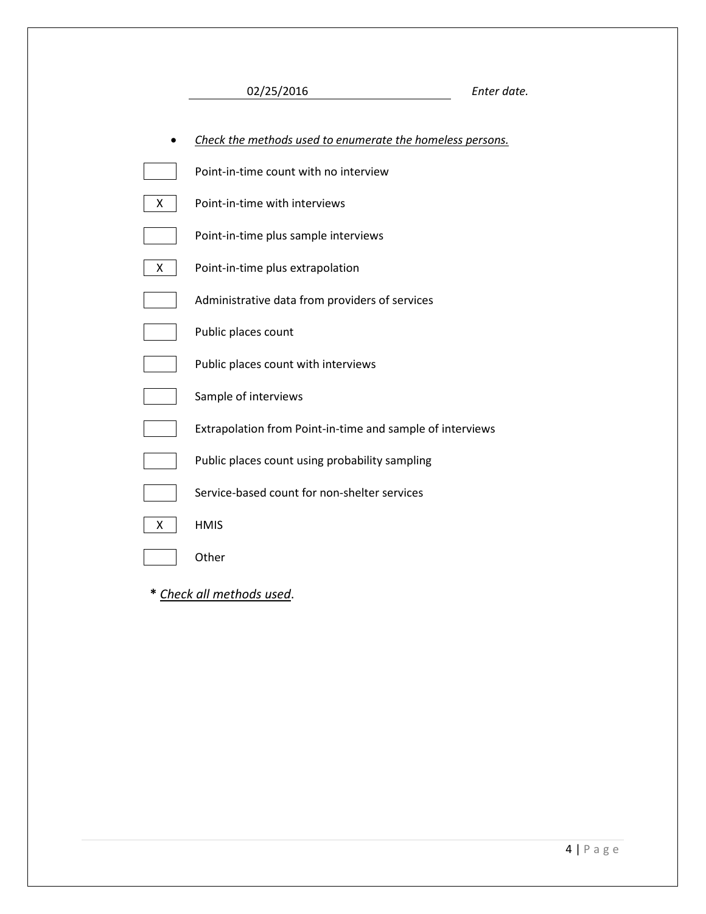02/25/2016 *Enter date.*

- *Check the methods used to enumerate the homeless persons.*

[ ] Point-in-time count with no interview

[X] Point-in-time with interviews

[ ] Point-in-time plus sample interviews

[X] Point-in-time plus extrapolation

[ ] Administrative data from providers of services

[ ] Public places count

[ ] Public places count with interviews

[ ] Sample of interviews

[ ] Extrapolation from Point-in-time and sample of interviews

[ ] Public places count using probability sampling

[ ] Service-based count for non-shelter services

[X] HMIS

[ ] Other

**\*** *Check all methods used*.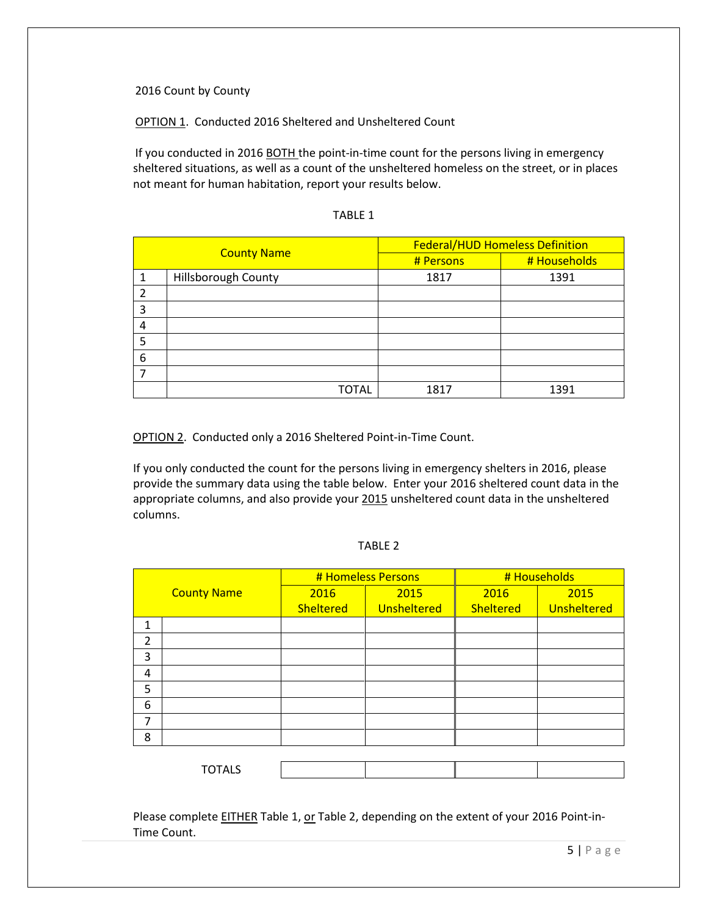2016 Count by County

OPTION 1. Conducted 2016 Sheltered and Unsheltered Count

If you conducted in 2016 BOTH the point-in-time count for the persons living in emergency sheltered situations, as well as a count of the unsheltered homeless on the street, or in places not meant for human habitation, report your results below.

TABLE 1

| County Name | | Federal/HUD Homeless Definition | |
|---|---|---|---|
| | | # Persons | # Households |
| 1 | Hillsborough County | 1817 | 1391 |
| 2 | | | |
| 3 | | | |
| 4 | | | |
| 5 | | | |
| 6 | | | |
| 7 | | | |
| | TOTAL | 1817 | 1391 |

OPTION 2. Conducted only a 2016 Sheltered Point-in-Time Count.

If you only conducted the count for the persons living in emergency shelters in 2016, please provide the summary data using the table below. Enter your 2016 sheltered count data in the appropriate columns, and also provide your 2015 unsheltered count data in the unsheltered columns.

TABLE 2

| County Name | | # Homeless Persons | | # Households | |
|---|---|---|---|---|---|
| | | 2016 Sheltered | 2015 Unsheltered | 2016 Sheltered | 2015 Unsheltered |
| 1 | | | | | |
| 2 | | | | | |
| 3 | | | | | |
| 4 | | | | | |
| 5 | | | | | |
| 6 | | | | | |
| 7 | | | | | |
| 8 | | | | | |
| | TOTALS | | | | |

Please complete EITHER Table 1, or Table 2, depending on the extent of your 2016 Point-in-Time Count.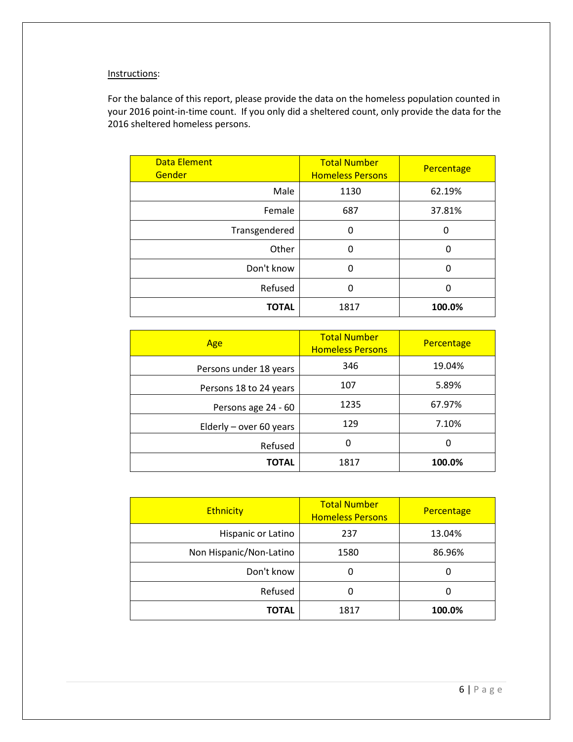Instructions:

For the balance of this report, please provide the data on the homeless population counted in your 2016 point-in-time count. If you only did a sheltered count, only provide the data for the 2016 sheltered homeless persons.

| Data Element Gender | Total Number Homeless Persons | Percentage |
|---|---|---|
| Male | 1130 | 62.19% |
| Female | 687 | 37.81% |
| Transgendered | 0 | 0 |
| Other | 0 | 0 |
| Don't know | 0 | 0 |
| Refused | 0 | 0 |
| **TOTAL** | 1817 | **100.0%** |

| Age | Total Number Homeless Persons | Percentage |
|---|---|---|
| Persons under 18 years | 346 | 19.04% |
| Persons 18 to 24 years | 107 | 5.89% |
| Persons age 24 - 60 | 1235 | 67.97% |
| Elderly – over 60 years | 129 | 7.10% |
| Refused | 0 | 0 |
| **TOTAL** | 1817 | **100.0%** |

| Ethnicity | Total Number Homeless Persons | Percentage |
|---|---|---|
| Hispanic or Latino | 237 | 13.04% |
| Non Hispanic/Non-Latino | 1580 | 86.96% |
| Don't know | 0 | 0 |
| Refused | 0 | 0 |
| **TOTAL** | 1817 | **100.0%** |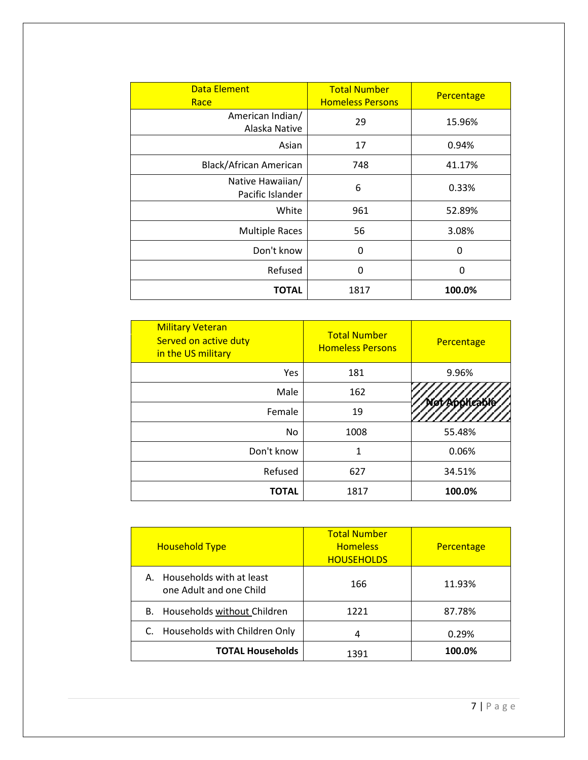| Data Element Race | Total Number Homeless Persons | Percentage |
|---|---|---|
| American Indian/ Alaska Native | 29 | 15.96% |
| Asian | 17 | 0.94% |
| Black/African American | 748 | 41.17% |
| Native Hawaiian/ Pacific Islander | 6 | 0.33% |
| White | 961 | 52.89% |
| Multiple Races | 56 | 3.08% |
| Don't know | 0 | 0 |
| Refused | 0 | 0 |
| **TOTAL** | 1817 | **100.0%** |

| Military Veteran Served on active duty in the US military | Total Number Homeless Persons | Percentage |
|---|---|---|
| Yes | 181 | 9.96% |
| Male | 162 | Not Applicable |
| Female | 19 | |
| No | 1008 | 55.48% |
| Don't know | 1 | 0.06% |
| Refused | 627 | 34.51% |
| **TOTAL** | 1817 | **100.0%** |

| Household Type | Total Number Homeless HOUSEHOLDS | Percentage |
|---|---|---|
| A. Households with at least one Adult and one Child | 166 | 11.93% |
| B. Households without Children | 1221 | 87.78% |
| C. Households with Children Only | 4 | 0.29% |
| **TOTAL Households** | 1391 | **100.0%** |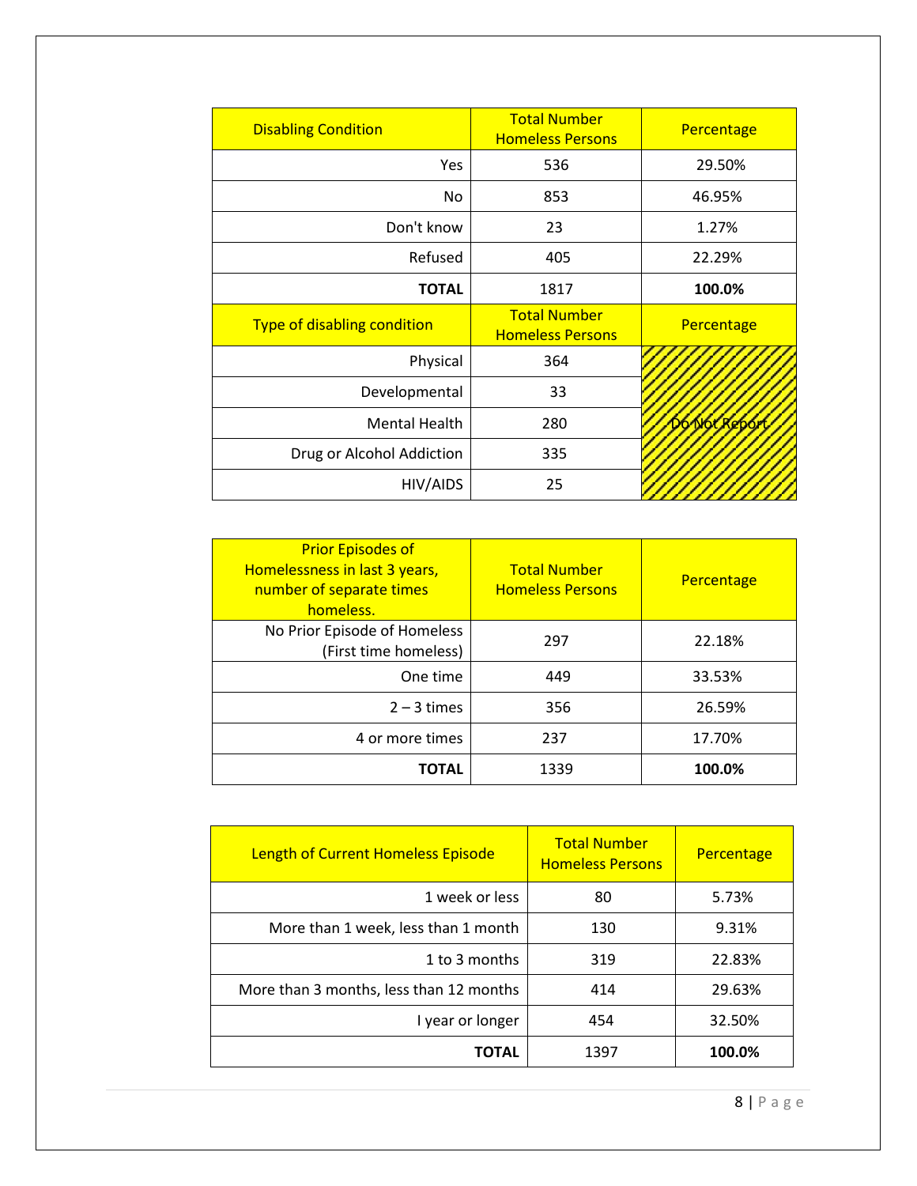| Disabling Condition | Total Number Homeless Persons | Percentage |
|---|---|---|
| Yes | 536 | 29.50% |
| No | 853 | 46.95% |
| Don't know | 23 | 1.27% |
| Refused | 405 | 22.29% |
| **TOTAL** | 1817 | **100.0%** |
| Type of disabling condition | Total Number Homeless Persons | Percentage |
| Physical | 364 | Do Not Report |
| Developmental | 33 | |
| Mental Health | 280 | |
| Drug or Alcohol Addiction | 335 | |
| HIV/AIDS | 25 | |

| Prior Episodes of Homelessness in last 3 years, number of separate times homeless. | Total Number Homeless Persons | Percentage |
|---|---|---|
| No Prior Episode of Homeless (First time homeless) | 297 | 22.18% |
| One time | 449 | 33.53% |
| 2 – 3 times | 356 | 26.59% |
| 4 or more times | 237 | 17.70% |
| **TOTAL** | 1339 | **100.0%** |

| Length of Current Homeless Episode | Total Number Homeless Persons | Percentage |
|---|---|---|
| 1 week or less | 80 | 5.73% |
| More than 1 week, less than 1 month | 130 | 9.31% |
| 1 to 3 months | 319 | 22.83% |
| More than 3 months, less than 12 months | 414 | 29.63% |
| I year or longer | 454 | 32.50% |
| **TOTAL** | 1397 | **100.0%** |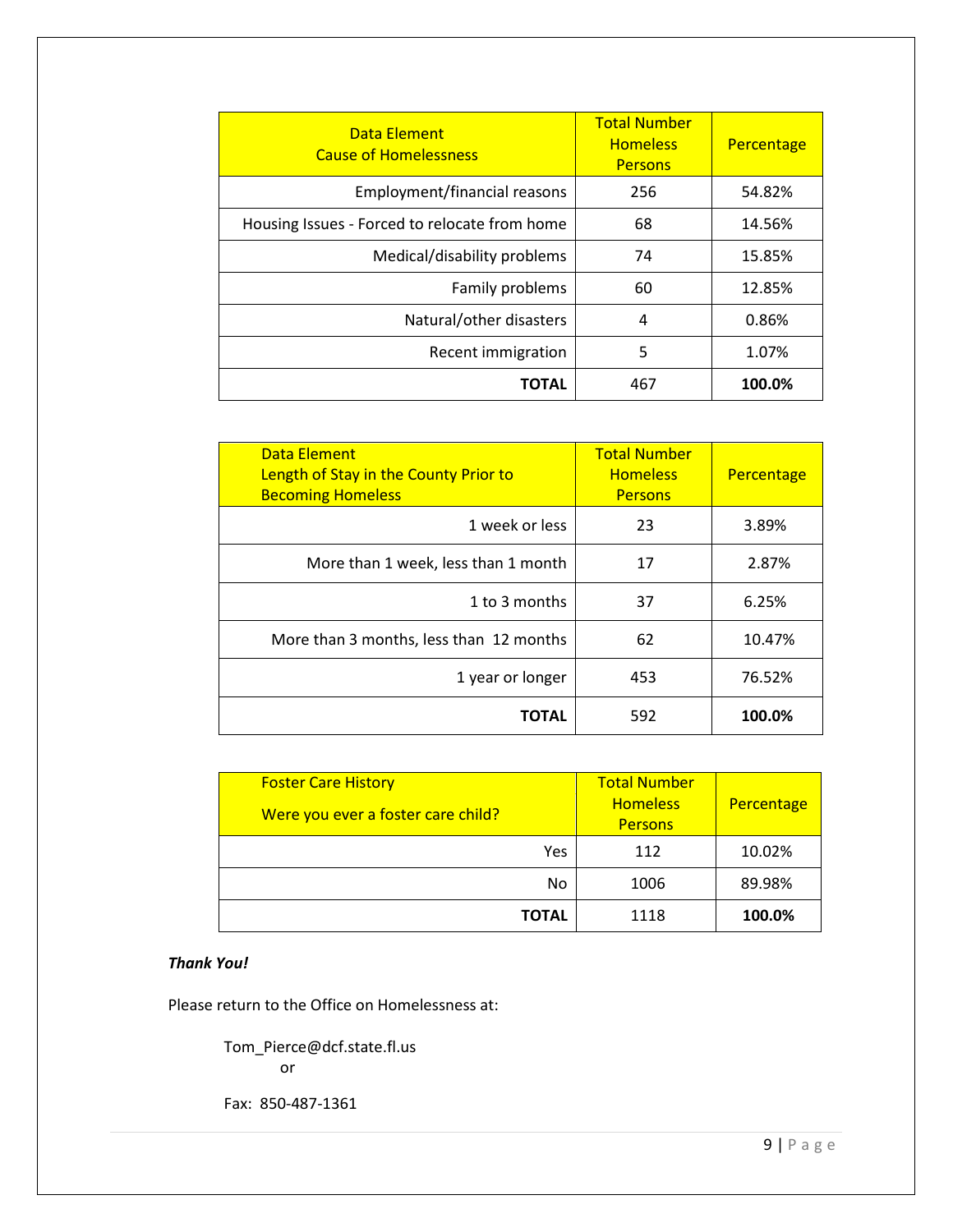| Data Element<br>Cause of Homelessness | Total Number Homeless Persons | Percentage |
|---|---|---|
| Employment/financial reasons | 256 | 54.82% |
| Housing Issues - Forced to relocate from home | 68 | 14.56% |
| Medical/disability problems | 74 | 15.85% |
| Family problems | 60 | 12.85% |
| Natural/other disasters | 4 | 0.86% |
| Recent immigration | 5 | 1.07% |
| **TOTAL** | 467 | **100.0%** |

| Data Element<br>Length of Stay in the County Prior to Becoming Homeless | Total Number Homeless Persons | Percentage |
|---|---|---|
| 1 week or less | 23 | 3.89% |
| More than 1 week, less than 1 month | 17 | 2.87% |
| 1 to 3 months | 37 | 6.25% |
| More than 3 months, less than 12 months | 62 | 10.47% |
| 1 year or longer | 453 | 76.52% |
| **TOTAL** | 592 | **100.0%** |

| Foster Care History<br>Were you ever a foster care child? | Total Number Homeless Persons | Percentage |
|---|---|---|
| Yes | 112 | 10.02% |
| No | 1006 | 89.98% |
| **TOTAL** | 1118 | **100.0%** |

***Thank You!***

Please return to the Office on Homelessness at:

Tom_Pierce@dcf.state.fl.us
or

Fax: 850-487-1361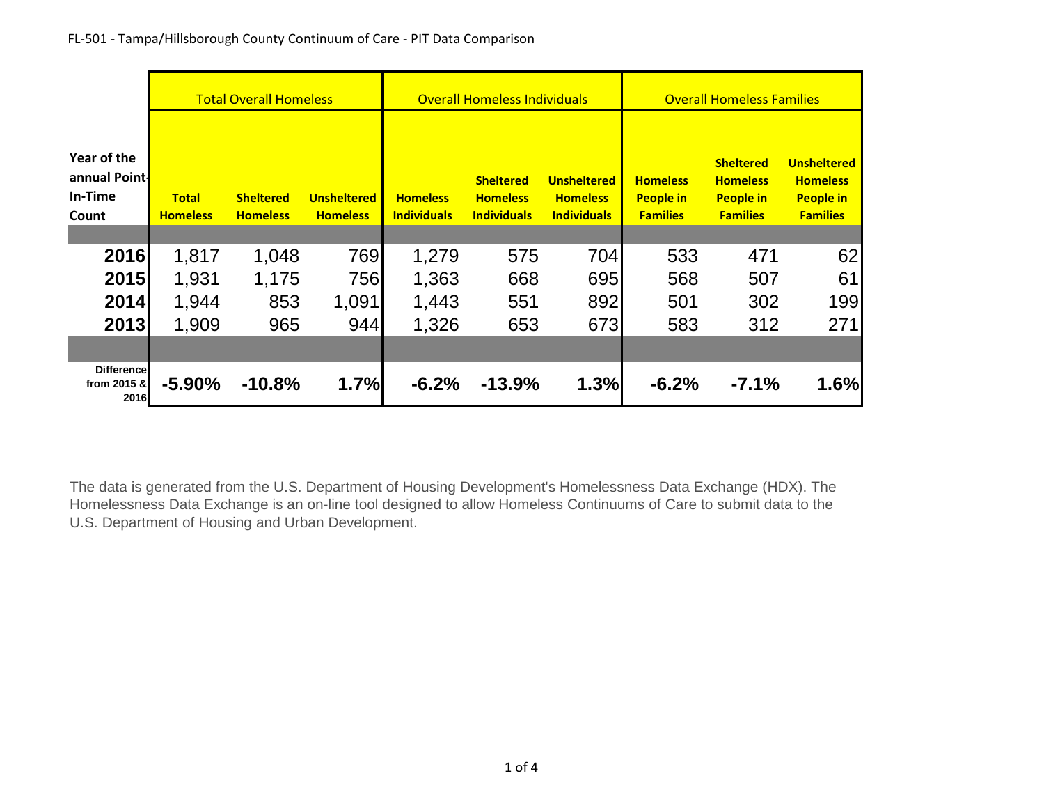FL-501 - Tampa/Hillsborough County Continuum of Care - PIT Data Comparison

| Year of the annual Point-In-Time Count | Total Overall Homeless | | | Overall Homeless Individuals | | | Overall Homeless Families | | |
|---|---|---|---|---|---|---|---|---|---|
| | Total Homeless | Sheltered Homeless | Unsheltered Homeless | Homeless Individuals | Sheltered Homeless Individuals | Unsheltered Homeless Individuals | Homeless People in Families | Sheltered Homeless People in Families | Unsheltered Homeless People in Families |
| **2016** | 1,817 | 1,048 | 769 | 1,279 | 575 | 704 | 533 | 471 | 62 |
| **2015** | 1,931 | 1,175 | 756 | 1,363 | 668 | 695 | 568 | 507 | 61 |
| **2014** | 1,944 | 853 | 1,091 | 1,443 | 551 | 892 | 501 | 302 | 199 |
| **2013** | 1,909 | 965 | 944 | 1,326 | 653 | 673 | 583 | 312 | 271 |
| **Difference from 2015 & 2016** | **-5.90%** | **-10.8%** | **1.7%** | **-6.2%** | **-13.9%** | **1.3%** | **-6.2%** | **-7.1%** | **1.6%** |

The data is generated from the U.S. Department of Housing Development's Homelessness Data Exchange (HDX). The Homelessness Data Exchange is an on-line tool designed to allow Homeless Continuums of Care to submit data to the U.S. Department of Housing and Urban Development.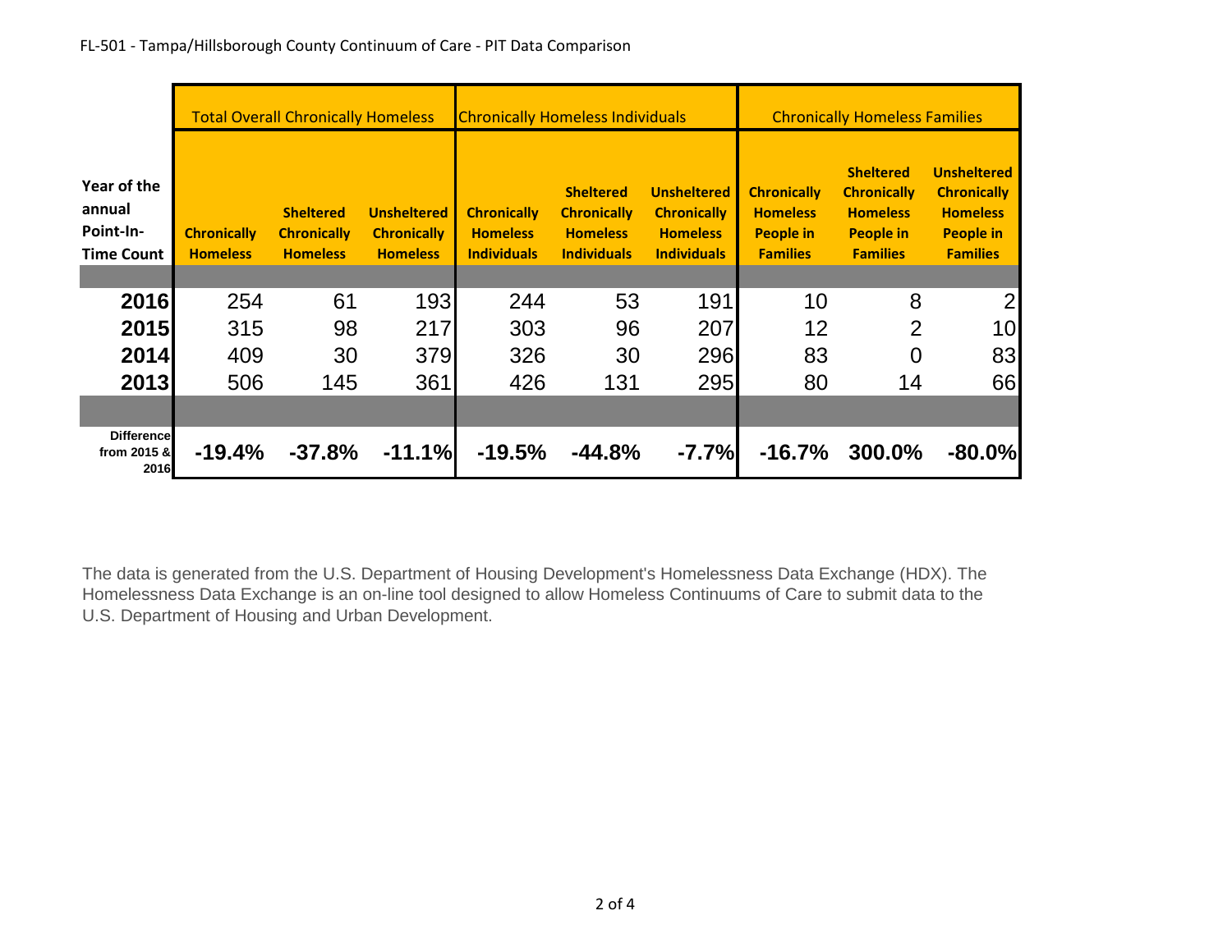FL-501 - Tampa/Hillsborough County Continuum of Care - PIT Data Comparison

| | Total Overall Chronically Homeless | | | Chronically Homeless Individuals | | | Chronically Homeless Families | | |
|---|---|---|---|---|---|---|---|---|---|
| **Year of the annual Point-In-Time Count** | **Chronically Homeless** | **Sheltered Chronically Homeless** | **Unsheltered Chronically Homeless** | **Chronically Homeless Individuals** | **Sheltered Chronically Homeless Individuals** | **Unsheltered Chronically Homeless Individuals** | **Chronically Homeless People in Families** | **Sheltered Chronically Homeless People in Families** | **Unsheltered Chronically Homeless People in Families** |
| **2016** | 254 | 61 | 193 | 244 | 53 | 191 | 10 | 8 | 2 |
| **2015** | 315 | 98 | 217 | 303 | 96 | 207 | 12 | 2 | 10 |
| **2014** | 409 | 30 | 379 | 326 | 30 | 296 | 83 | 0 | 83 |
| **2013** | 506 | 145 | 361 | 426 | 131 | 295 | 80 | 14 | 66 |
| **Difference from 2015 & 2016** | **-19.4%** | **-37.8%** | **-11.1%** | **-19.5%** | **-44.8%** | **-7.7%** | **-16.7%** | **300.0%** | **-80.0%** |

The data is generated from the U.S. Department of Housing Development's Homelessness Data Exchange (HDX). The Homelessness Data Exchange is an on-line tool designed to allow Homeless Continuums of Care to submit data to the U.S. Department of Housing and Urban Development.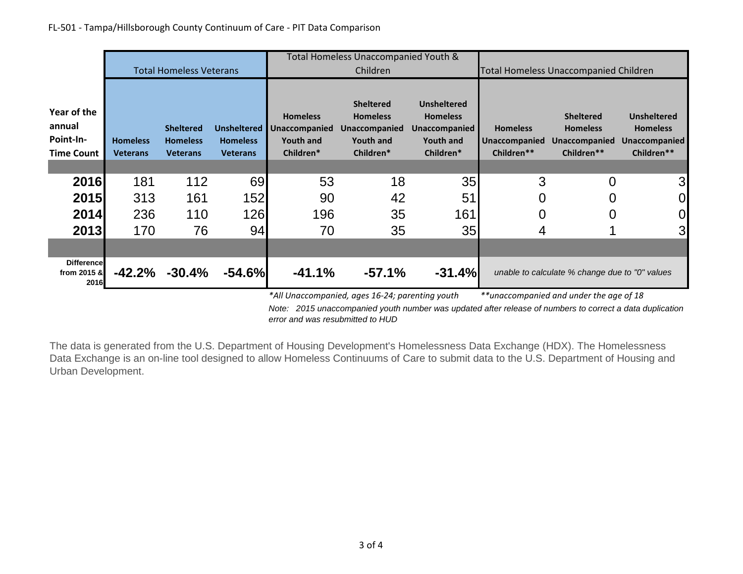FL-501 - Tampa/Hillsborough County Continuum of Care - PIT Data Comparison

| | Total Homeless Veterans | | | Total Homeless Unaccompanied Youth & Children | | | Total Homeless Unaccompanied Children | | |
|---|---|---|---|---|---|---|---|---|---|
| **Year of the annual Point-In-Time Count** | **Homeless Veterans** | **Sheltered Homeless Veterans** | **Unsheltered Homeless Veterans** | **Homeless Unaccompanied Youth and Children*** | **Sheltered Homeless Unaccompanied Youth and Children*** | **Unsheltered Homeless Unaccompanied Youth and Children*** | **Homeless Unaccompanied Children**** | **Sheltered Homeless Unaccompanied Children**** | **Unsheltered Homeless Unaccompanied Children**** |
| **2016** | 181 | 112 | 69 | 53 | 18 | 35 | 3 | 0 | 3 |
| **2015** | 313 | 161 | 152 | 90 | 42 | 51 | 0 | 0 | 0 |
| **2014** | 236 | 110 | 126 | 196 | 35 | 161 | 0 | 0 | 0 |
| **2013** | 170 | 76 | 94 | 70 | 35 | 35 | 4 | 1 | 3 |
| **Difference from 2015 & 2016** | **-42.2%** | **-30.4%** | **-54.6%** | **-41.1%** | **-57.1%** | **-31.4%** | *unable to calculate % change due to "0" values* | | |

*\*All Unaccompanied, ages 16-24; parenting youth*  *\*\*unaccompanied and under the age of 18*

*Note: 2015 unaccompanied youth number was updated after release of numbers to correct a data duplication error and was resubmitted to HUD*

The data is generated from the U.S. Department of Housing Development's Homelessness Data Exchange (HDX). The Homelessness Data Exchange is an on-line tool designed to allow Homeless Continuums of Care to submit data to the U.S. Department of Housing and Urban Development.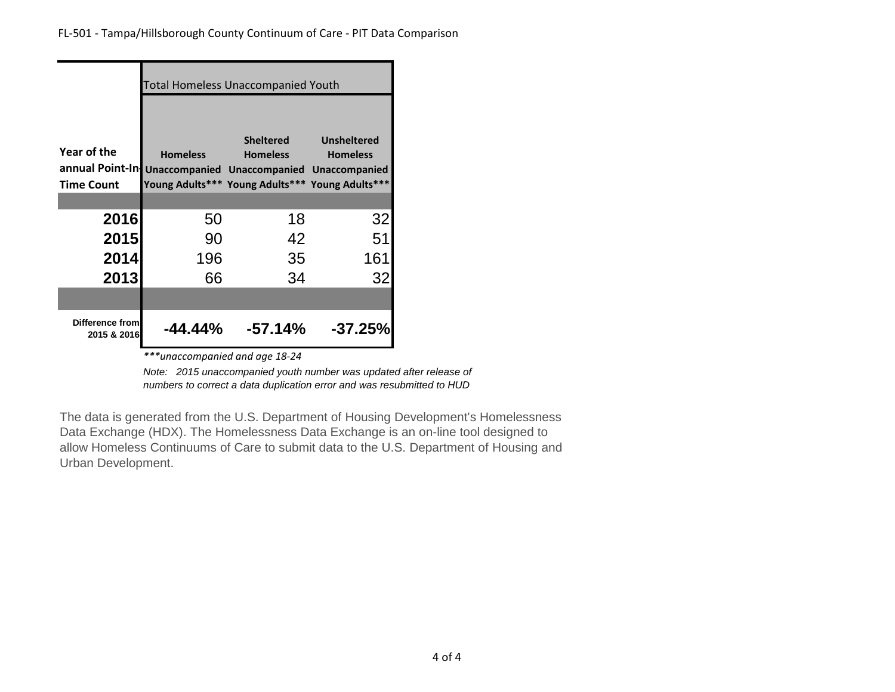FL-501 - Tampa/Hillsborough County Continuum of Care - PIT Data Comparison

| | Total Homeless Unaccompanied Youth | | |
|---|---|---|---|
| **Year of the annual Point-In-Time Count** | **Homeless Unaccompanied Young Adults*** ** | **Sheltered Homeless Unaccompanied Young Adults*** ** | **Unsheltered Homeless Unaccompanied Young Adults*** ** |
| **2016** | 50 | 18 | 32 |
| **2015** | 90 | 42 | 51 |
| **2014** | 196 | 35 | 161 |
| **2013** | 66 | 34 | 32 |
| **Difference from 2015 & 2016** | **-44.44%** | **-57.14%** | **-37.25%** |

****unaccompanied and age 18-24*

*Note: 2015 unaccompanied youth number was updated after release of numbers to correct a data duplication error and was resubmitted to HUD*

The data is generated from the U.S. Department of Housing Development's Homelessness Data Exchange (HDX). The Homelessness Data Exchange is an on-line tool designed to allow Homeless Continuums of Care to submit data to the U.S. Department of Housing and Urban Development.